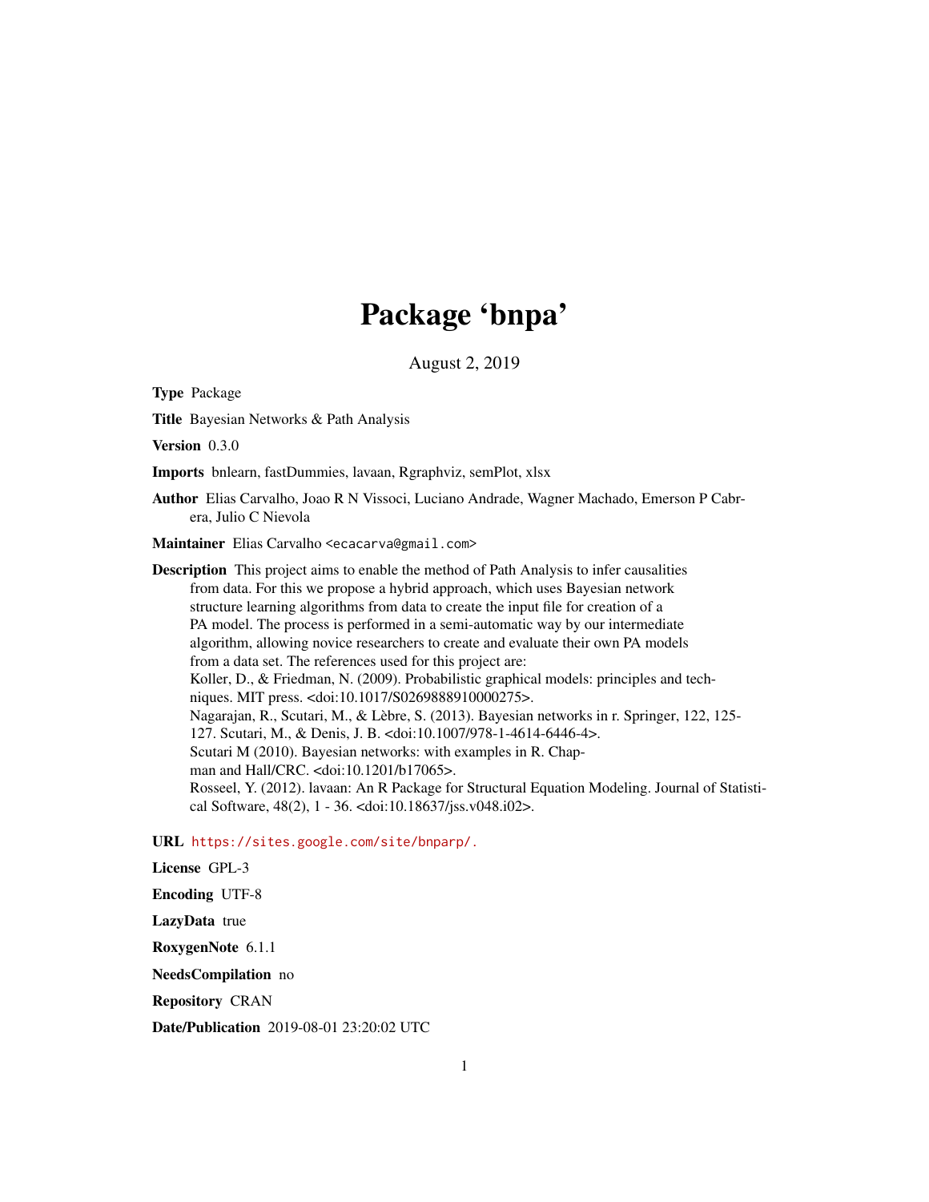# Package 'bnpa'

August 2, 2019

**Type** Package

**Title** Bayesian Networks & Path Analysis

**Version** 0.3.0

**Imports** bnlearn, fastDummies, lavaan, Rgraphviz, semPlot, xlsx

**Author** Elias Carvalho, Joao R N Vissoci, Luciano Andrade, Wagner Machado, Emerson P Cabrera, Julio C Nievola

**Maintainer** Elias Carvalho <ecacarva@gmail.com>

**Description** This project aims to enable the method of Path Analysis to infer causalities from data. For this we propose a hybrid approach, which uses Bayesian network structure learning algorithms from data to create the input file for creation of a PA model. The process is performed in a semi-automatic way by our intermediate algorithm, allowing novice researchers to create and evaluate their own PA models from a data set. The references used for this project are:
Koller, D., & Friedman, N. (2009). Probabilistic graphical models: principles and techniques. MIT press. <doi:10.1017/S0269888910000275>.
Nagarajan, R., Scutari, M., & Lèbre, S. (2013). Bayesian networks in r. Springer, 122, 125-127. Scutari, M., & Denis, J. B. <doi:10.1007/978-1-4614-6446-4>.
Scutari M (2010). Bayesian networks: with examples in R. Chapman and Hall/CRC. <doi:10.1201/b17065>.
Rosseel, Y. (2012). lavaan: An R Package for Structural Equation Modeling. Journal of Statistical Software, 48(2), 1 - 36. <doi:10.18637/jss.v048.i02>.

**URL** https://sites.google.com/site/bnparp/.

**License** GPL-3

**Encoding** UTF-8

**LazyData** true

**RoxygenNote** 6.1.1

**NeedsCompilation** no

**Repository** CRAN

**Date/Publication** 2019-08-01 23:20:02 UTC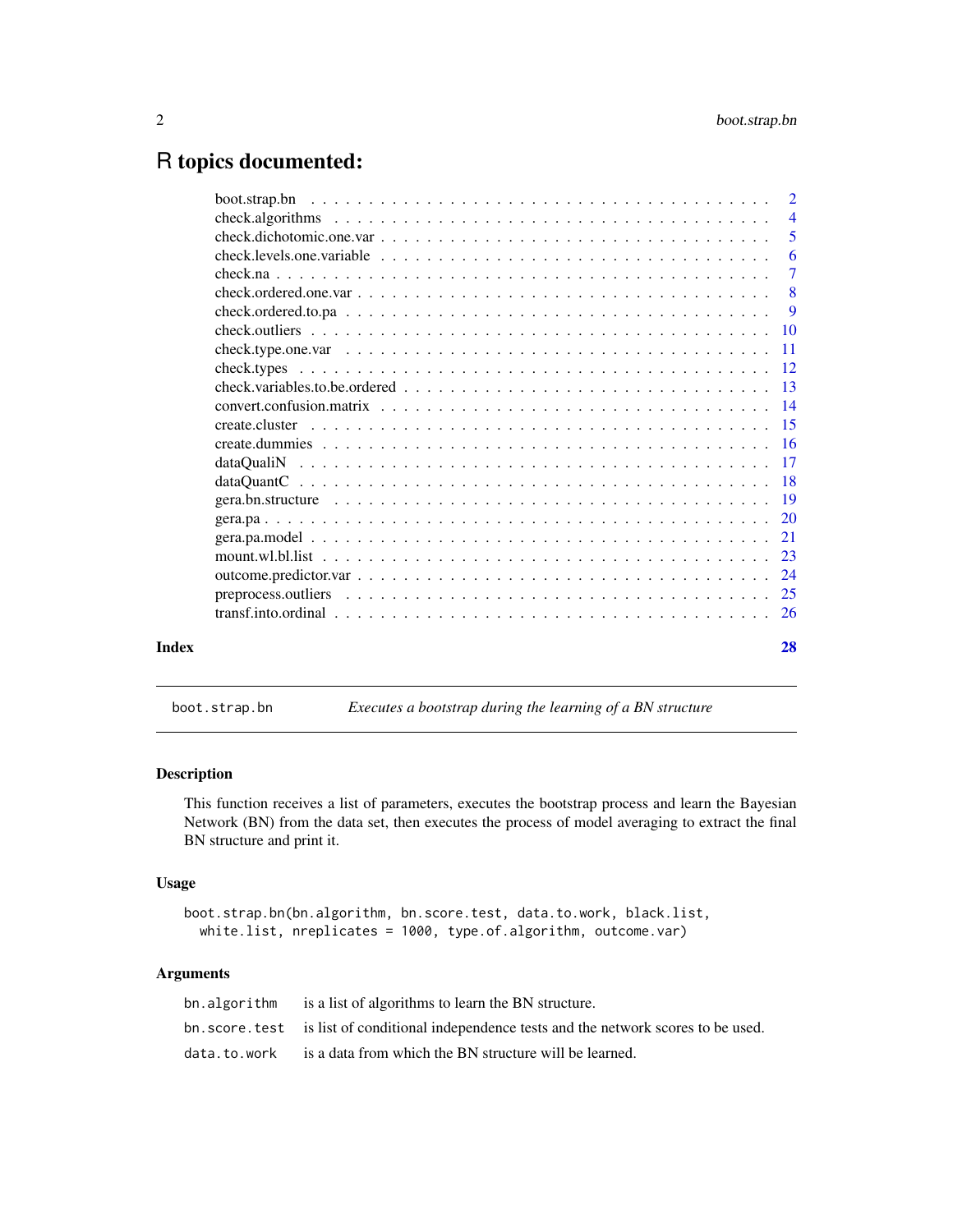# R topics documented:

| | |
|---|---|
| boot.strap.bn | 2 |
| check.algorithms | 4 |
| check.dichotomic.one.var | 5 |
| check.levels.one.variable | 6 |
| check.na | 7 |
| check.ordered.one.var | 8 |
| check.ordered.to.pa | 9 |
| check.outliers | 10 |
| check.type.one.var | 11 |
| check.types | 12 |
| check.variables.to.be.ordered | 13 |
| convert.confusion.matrix | 14 |
| create.cluster | 15 |
| create.dummies | 16 |
| dataQualiN | 17 |
| dataQuantC | 18 |
| gera.bn.structure | 19 |
| gera.pa | 20 |
| gera.pa.model | 21 |
| mount.wl.bl.list | 23 |
| outcome.predictor.var | 24 |
| preprocess.outliers | 25 |
| transf.into.ordinal | 26 |
| **Index** | **28** |

---

`boot.strap.bn` — *Executes a bootstrap during the learning of a BN structure*

---

## Description

This function receives a list of parameters, executes the bootstrap process and learn the Bayesian Network (BN) from the data set, then executes the process of model averaging to extract the final BN structure and print it.

## Usage

```
boot.strap.bn(bn.algorithm, bn.score.test, data.to.work, black.list,
  white.list, nreplicates = 1000, type.of.algorithm, outcome.var)
```

## Arguments

| | |
|---|---|
| `bn.algorithm` | is a list of algorithms to learn the BN structure. |
| `bn.score.test` | is list of conditional independence tests and the network scores to be used. |
| `data.to.work` | is a data from which the BN structure will be learned. |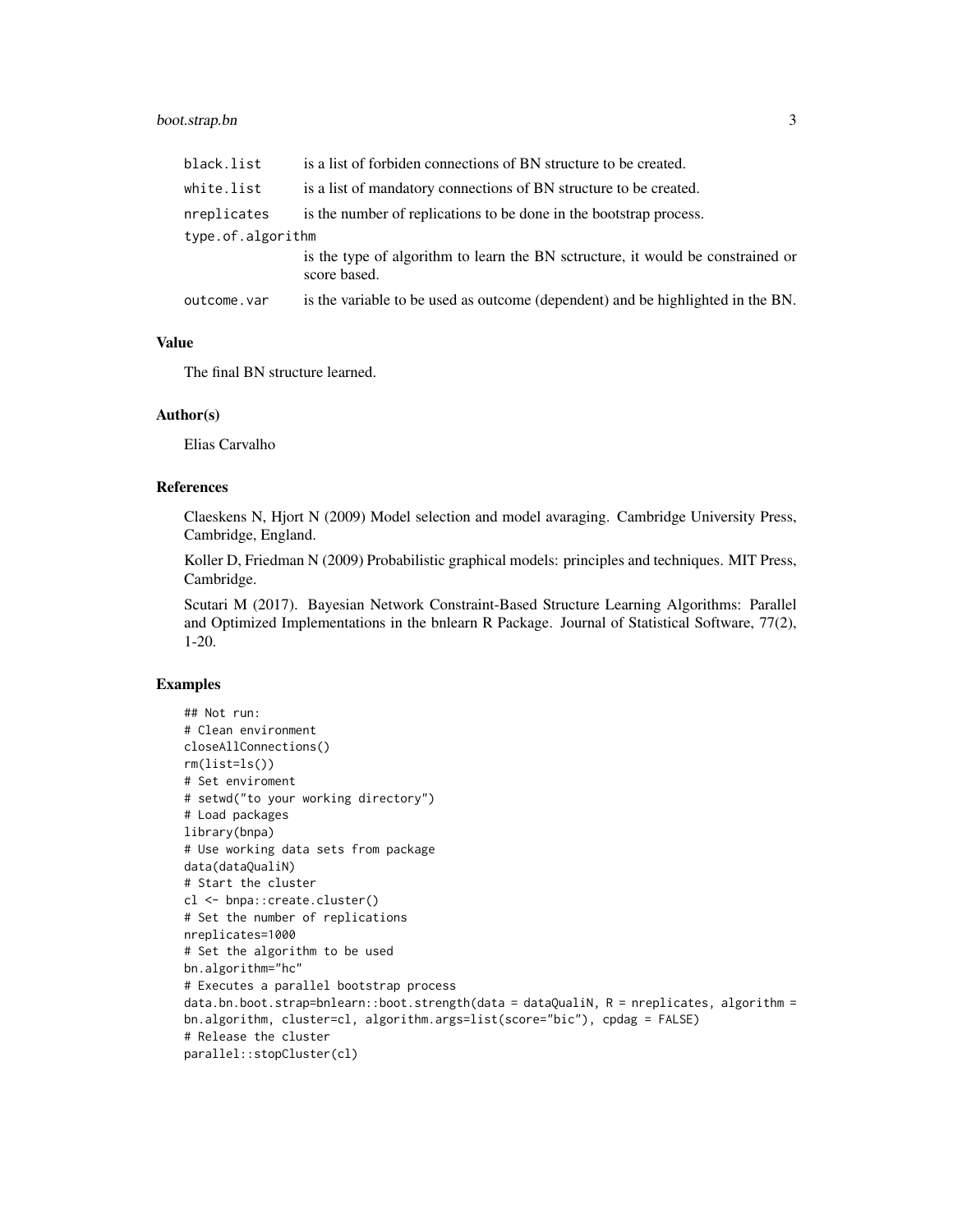| | |
|---|---|
| black.list | is a list of forbiden connections of BN structure to be created. |
| white.list | is a list of mandatory connections of BN structure to be created. |
| nreplicates | is the number of replications to be done in the bootstrap process. |
| type.of.algorithm | is the type of algorithm to learn the BN sctructure, it would be constrained or score based. |
| outcome.var | is the variable to be used as outcome (dependent) and be highlighted in the BN. |

### Value

The final BN structure learned.

### Author(s)

Elias Carvalho

### References

Claeskens N, Hjort N (2009) Model selection and model avaraging. Cambridge University Press, Cambridge, England.

Koller D, Friedman N (2009) Probabilistic graphical models: principles and techniques. MIT Press, Cambridge.

Scutari M (2017). Bayesian Network Constraint-Based Structure Learning Algorithms: Parallel and Optimized Implementations in the bnlearn R Package. Journal of Statistical Software, 77(2), 1-20.

### Examples

```
## Not run:
# Clean environment
closeAllConnections()
rm(list=ls())
# Set enviroment
# setwd("to your working directory")
# Load packages
library(bnpa)
# Use working data sets from package
data(dataQualiN)
# Start the cluster
cl <- bnpa::create.cluster()
# Set the number of replications
nreplicates=1000
# Set the algorithm to be used
bn.algorithm="hc"
# Executes a parallel bootstrap process
data.bn.boot.strap=bnlearn::boot.strength(data = dataQualiN, R = nreplicates, algorithm =
bn.algorithm, cluster=cl, algorithm.args=list(score="bic"), cpdag = FALSE)
# Release the cluster
parallel::stopCluster(cl)
```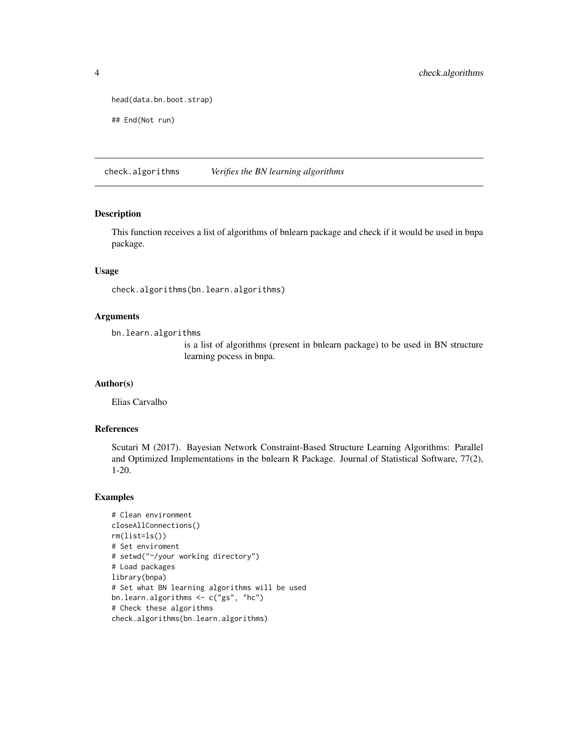```
head(data.bn.boot.strap)

## End(Not run)
```

## check.algorithms *Verifies the BN learning algorithms*

### Description

This function receives a list of algorithms of bnlearn package and check if it would be used in bnpa package.

### Usage

```
check.algorithms(bn.learn.algorithms)
```

### Arguments

`bn.learn.algorithms`
: is a list of algorithms (present in bnlearn package) to be used in BN structure learning pocess in bnpa.

### Author(s)

Elias Carvalho

### References

Scutari M (2017). Bayesian Network Constraint-Based Structure Learning Algorithms: Parallel and Optimized Implementations in the bnlearn R Package. Journal of Statistical Software, 77(2), 1-20.

### Examples

```
# Clean environment
closeAllConnections()
rm(list=ls())
# Set enviroment
# setwd("~/your working directory")
# Load packages
library(bnpa)
# Set what BN learning algorithms will be used
bn.learn.algorithms <- c("gs", "hc")
# Check these algorithms
check.algorithms(bn.learn.algorithms)
```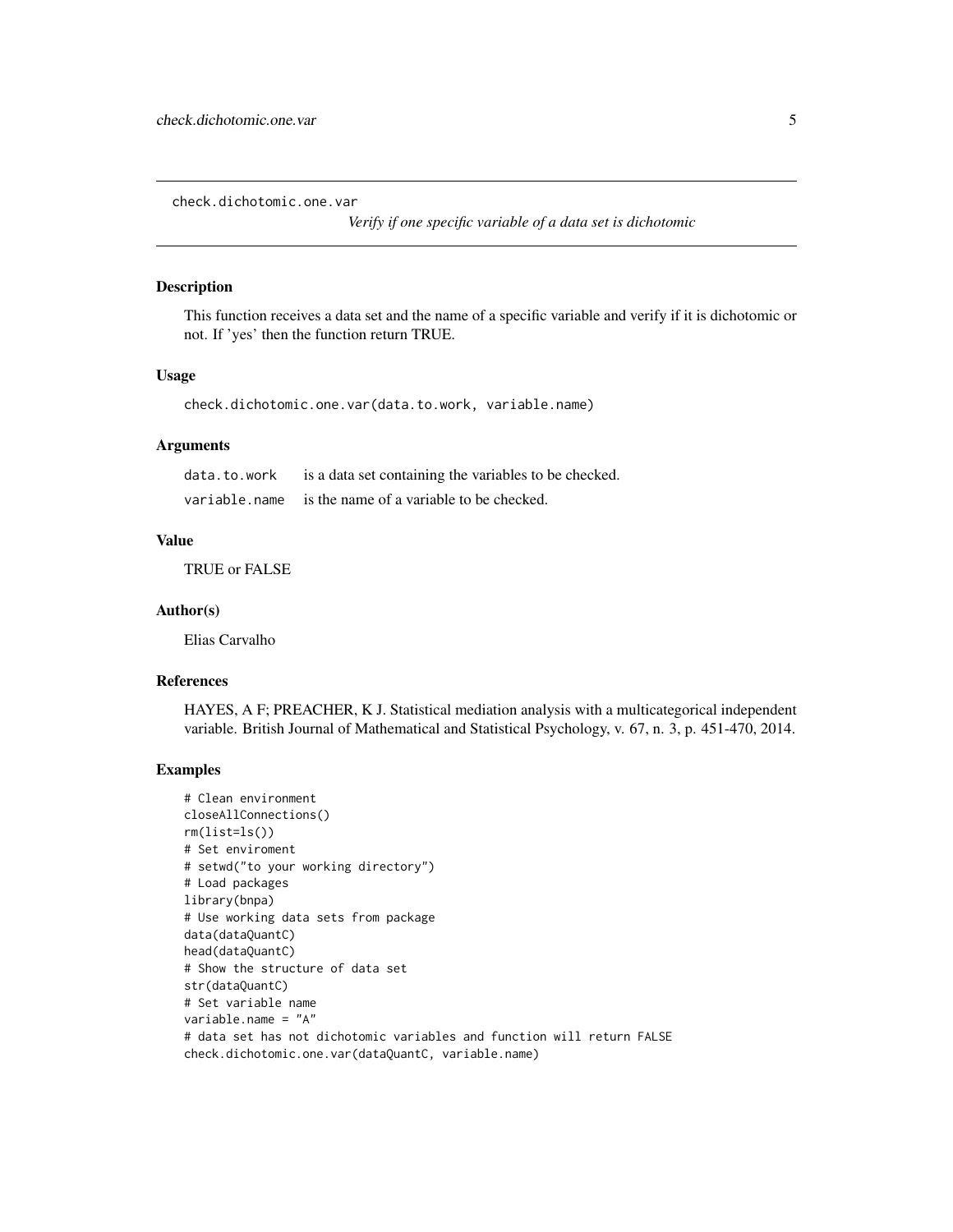check.dichotomic.one.var

*Verify if one specific variable of a data set is dichotomic*

### Description

This function receives a data set and the name of a specific variable and verify if it is dichotomic or not. If 'yes' then the function return TRUE.

### Usage

```
check.dichotomic.one.var(data.to.work, variable.name)
```

### Arguments

| | |
|---|---|
| data.to.work | is a data set containing the variables to be checked. |
| variable.name | is the name of a variable to be checked. |

### Value

TRUE or FALSE

### Author(s)

Elias Carvalho

### References

HAYES, A F; PREACHER, K J. Statistical mediation analysis with a multicategorical independent variable. British Journal of Mathematical and Statistical Psychology, v. 67, n. 3, p. 451-470, 2014.

### Examples

```
# Clean environment
closeAllConnections()
rm(list=ls())
# Set enviroment
# setwd("to your working directory")
# Load packages
library(bnpa)
# Use working data sets from package
data(dataQuantC)
head(dataQuantC)
# Show the structure of data set
str(dataQuantC)
# Set variable name
variable.name = "A"
# data set has not dichotomic variables and function will return FALSE
check.dichotomic.one.var(dataQuantC, variable.name)
```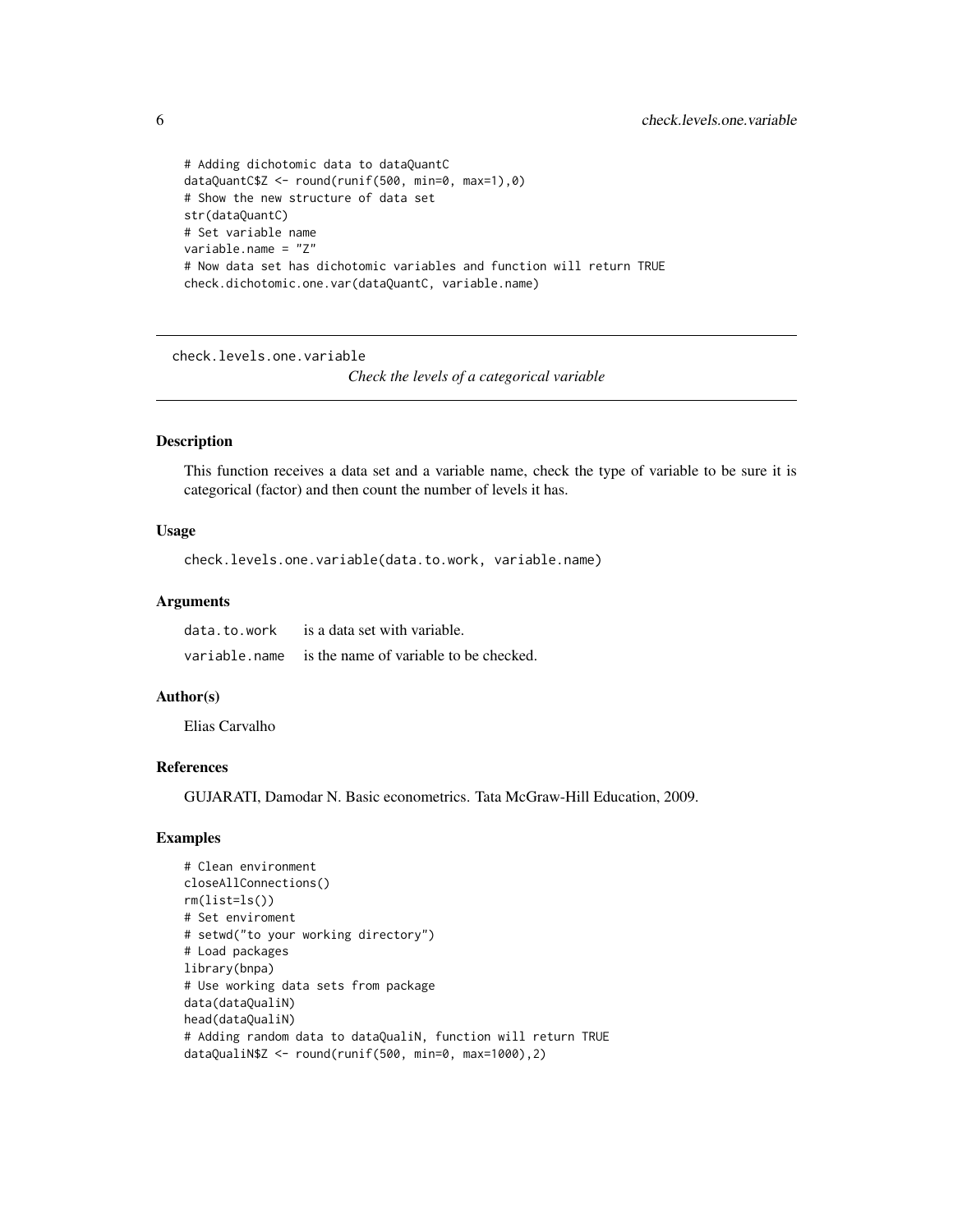```
# Adding dichotomic data to dataQuantC
dataQuantC$Z <- round(runif(500, min=0, max=1),0)
# Show the new structure of data set
str(dataQuantC)
# Set variable name
variable.name = "Z"
# Now data set has dichotomic variables and function will return TRUE
check.dichotomic.one.var(dataQuantC, variable.name)
```

---

## check.levels.one.variable

*Check the levels of a categorical variable*

---

### Description

This function receives a data set and a variable name, check the type of variable to be sure it is categorical (factor) and then count the number of levels it has.

### Usage

```
check.levels.one.variable(data.to.work, variable.name)
```

### Arguments

| | |
|---|---|
| data.to.work | is a data set with variable. |
| variable.name | is the name of variable to be checked. |

### Author(s)

Elias Carvalho

### References

GUJARATI, Damodar N. Basic econometrics. Tata McGraw-Hill Education, 2009.

### Examples

```
# Clean environment
closeAllConnections()
rm(list=ls())
# Set enviroment
# setwd("to your working directory")
# Load packages
library(bnpa)
# Use working data sets from package
data(dataQualiN)
head(dataQualiN)
# Adding random data to dataQualiN, function will return TRUE
dataQualiN$Z <- round(runif(500, min=0, max=1000),2)
```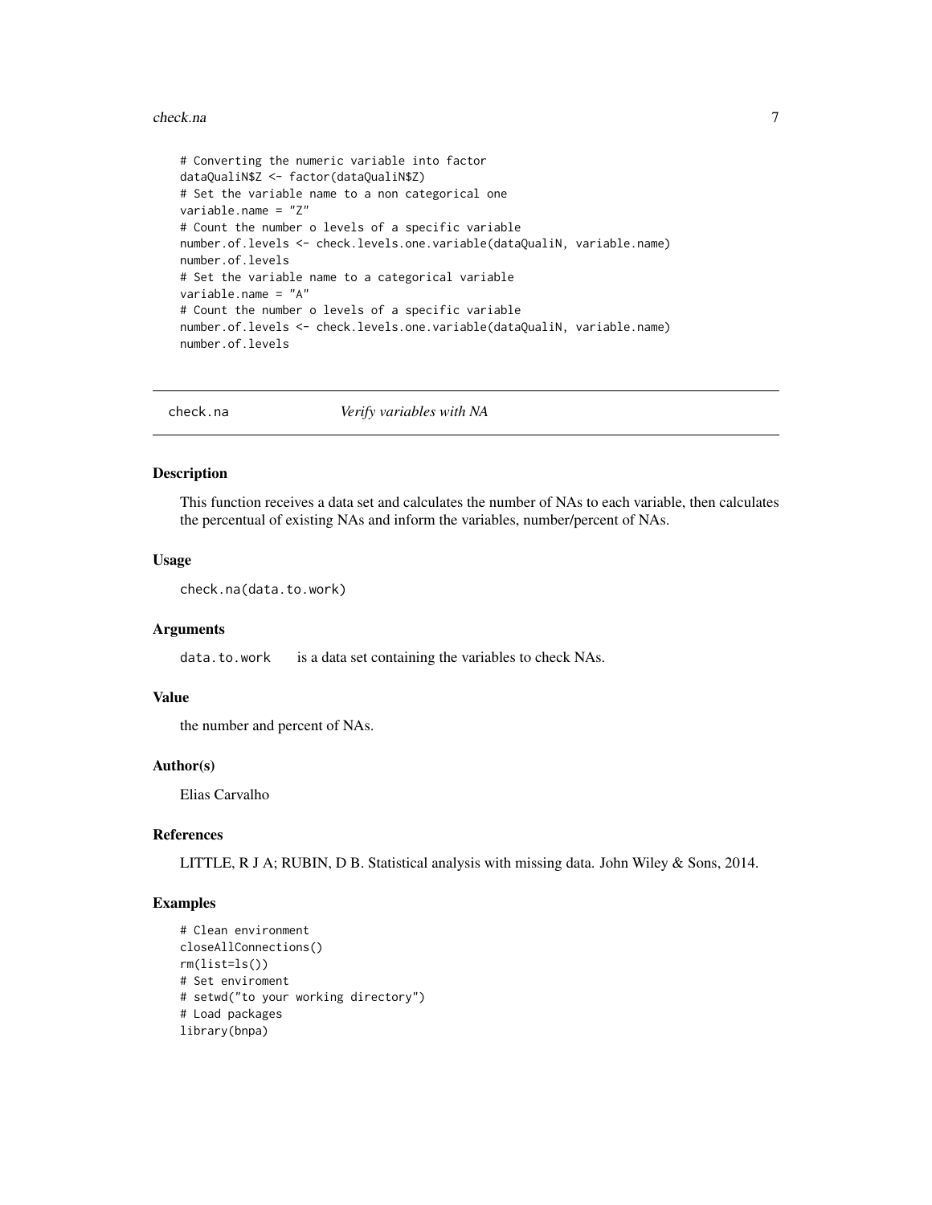```
# Converting the numeric variable into factor
dataQualiN$Z <- factor(dataQualiN$Z)
# Set the variable name to a non categorical one
variable.name = "Z"
# Count the number o levels of a specific variable
number.of.levels <- check.levels.one.variable(dataQualiN, variable.name)
number.of.levels
# Set the variable name to a categorical variable
variable.name = "A"
# Count the number o levels of a specific variable
number.of.levels <- check.levels.one.variable(dataQualiN, variable.name)
number.of.levels
```

## check.na *Verify variables with NA*

### Description

This function receives a data set and calculates the number of NAs to each variable, then calculates the percentual of existing NAs and inform the variables, number/percent of NAs.

### Usage

```
check.na(data.to.work)
```

### Arguments

`data.to.work` is a data set containing the variables to check NAs.

### Value

the number and percent of NAs.

### Author(s)

Elias Carvalho

### References

LITTLE, R J A; RUBIN, D B. Statistical analysis with missing data. John Wiley & Sons, 2014.

### Examples

```
# Clean environment
closeAllConnections()
rm(list=ls())
# Set enviroment
# setwd("to your working directory")
# Load packages
library(bnpa)
```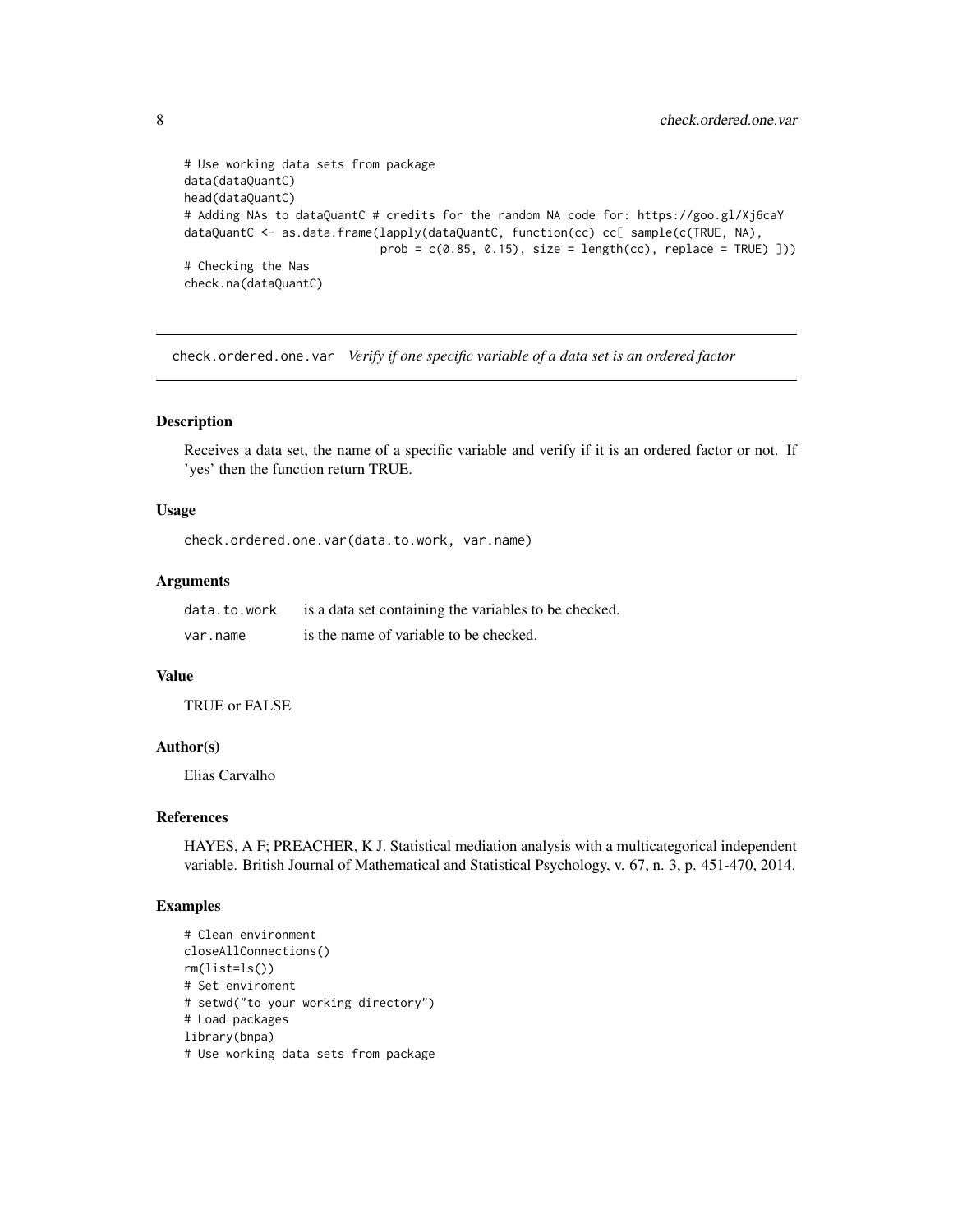```
# Use working data sets from package
data(dataQuantC)
head(dataQuantC)
# Adding NAs to dataQuantC # credits for the random NA code for: https://goo.gl/Xj6caY
dataQuantC <- as.data.frame(lapply(dataQuantC, function(cc) cc[ sample(c(TRUE, NA),
                            prob = c(0.85, 0.15), size = length(cc), replace = TRUE) ]))
# Checking the Nas
check.na(dataQuantC)
```

---

## check.ordered.one.var *Verify if one specific variable of a data set is an ordered factor*

### Description

Receives a data set, the name of a specific variable and verify if it is an ordered factor or not. If 'yes' then the function return TRUE.

### Usage

```
check.ordered.one.var(data.to.work, var.name)
```

### Arguments

| | |
|---|---|
| data.to.work | is a data set containing the variables to be checked. |
| var.name | is the name of variable to be checked. |

### Value

TRUE or FALSE

### Author(s)

Elias Carvalho

### References

HAYES, A F; PREACHER, K J. Statistical mediation analysis with a multicategorical independent variable. British Journal of Mathematical and Statistical Psychology, v. 67, n. 3, p. 451-470, 2014.

### Examples

```
# Clean environment
closeAllConnections()
rm(list=ls())
# Set enviroment
# setwd("to your working directory")
# Load packages
library(bnpa)
# Use working data sets from package
```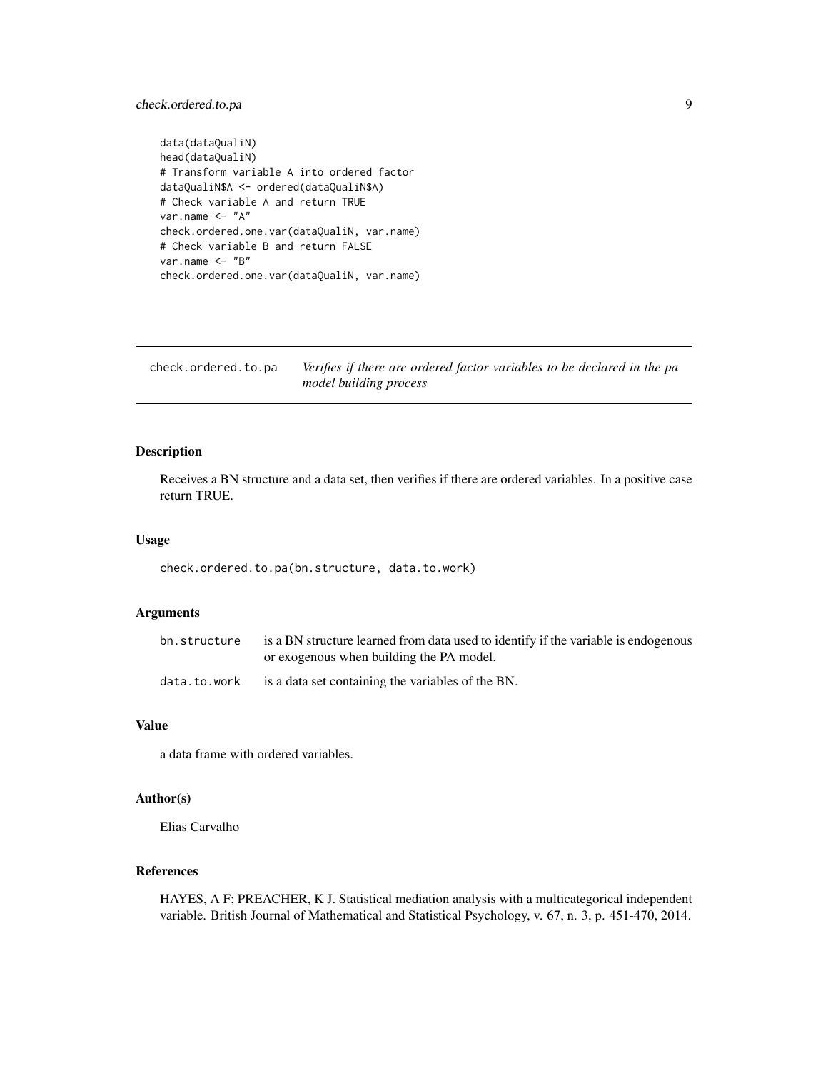```
data(dataQualiN)
head(dataQualiN)
# Transform variable A into ordered factor
dataQualiN$A <- ordered(dataQualiN$A)
# Check variable A and return TRUE
var.name <- "A"
check.ordered.one.var(dataQualiN, var.name)
# Check variable B and return FALSE
var.name <- "B"
check.ordered.one.var(dataQualiN, var.name)
```

---

## check.ordered.to.pa — *Verifies if there are ordered factor variables to be declared in the pa model building process*

---

### Description

Receives a BN structure and a data set, then verifies if there are ordered variables. In a positive case return TRUE.

### Usage

```
check.ordered.to.pa(bn.structure, data.to.work)
```

### Arguments

| | |
|---|---|
| bn.structure | is a BN structure learned from data used to identify if the variable is endogenous or exogenous when building the PA model. |
| data.to.work | is a data set containing the variables of the BN. |

### Value

a data frame with ordered variables.

### Author(s)

Elias Carvalho

### References

HAYES, A F; PREACHER, K J. Statistical mediation analysis with a multicategorical independent variable. British Journal of Mathematical and Statistical Psychology, v. 67, n. 3, p. 451-470, 2014.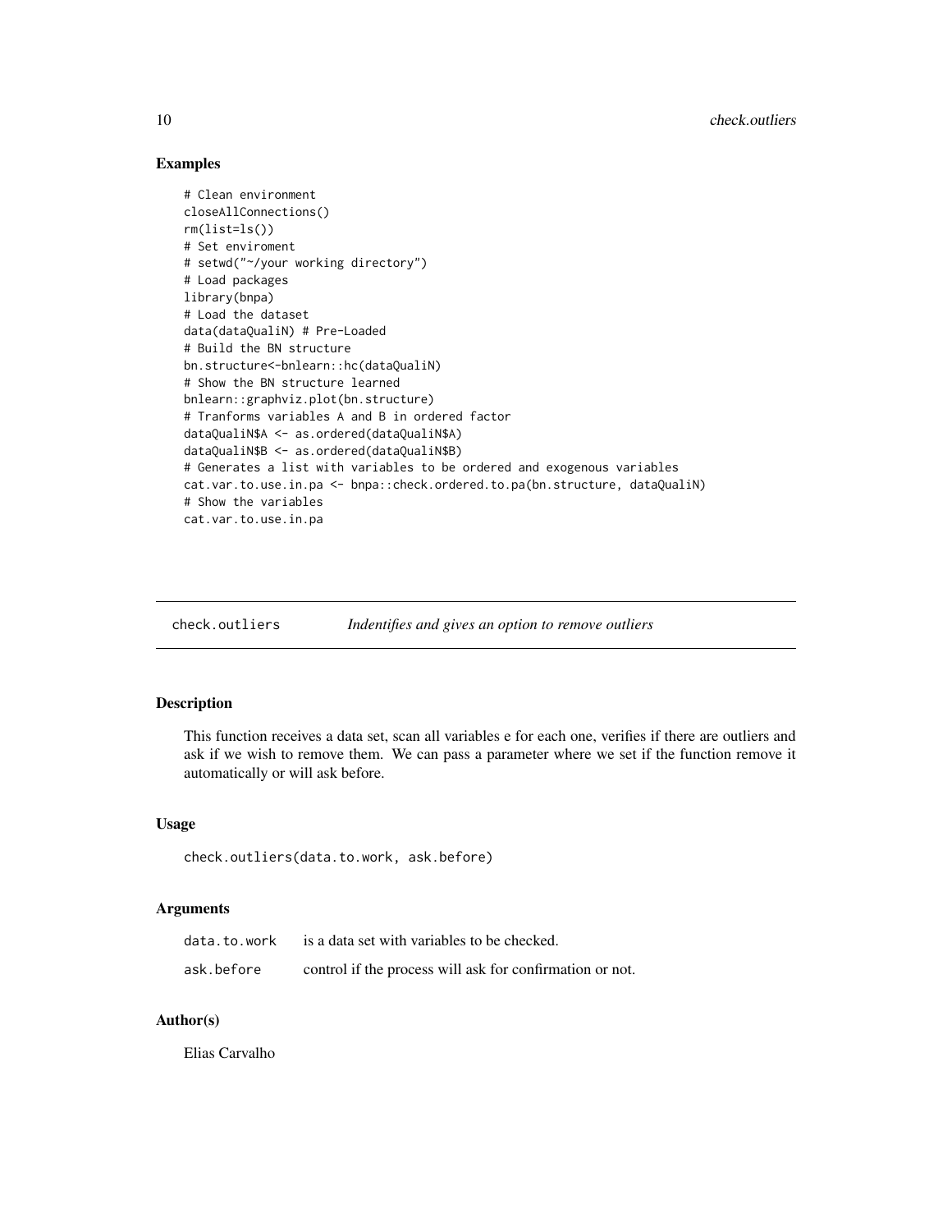## Examples

```
# Clean environment
closeAllConnections()
rm(list=ls())
# Set enviroment
# setwd("~/your working directory")
# Load packages
library(bnpa)
# Load the dataset
data(dataQualiN) # Pre-Loaded
# Build the BN structure
bn.structure<-bnlearn::hc(dataQualiN)
# Show the BN structure learned
bnlearn::graphviz.plot(bn.structure)
# Tranforms variables A and B in ordered factor
dataQualiN$A <- as.ordered(dataQualiN$A)
dataQualiN$B <- as.ordered(dataQualiN$B)
# Generates a list with variables to be ordered and exogenous variables
cat.var.to.use.in.pa <- bnpa::check.ordered.to.pa(bn.structure, dataQualiN)
# Show the variables
cat.var.to.use.in.pa
```

---

# check.outliers — *Indentifies and gives an option to remove outliers*

## Description

This function receives a data set, scan all variables e for each one, verifies if there are outliers and ask if we wish to remove them. We can pass a parameter where we set if the function remove it automatically or will ask before.

## Usage

```
check.outliers(data.to.work, ask.before)
```

## Arguments

| | |
|---|---|
| data.to.work | is a data set with variables to be checked. |
| ask.before | control if the process will ask for confirmation or not. |

## Author(s)

Elias Carvalho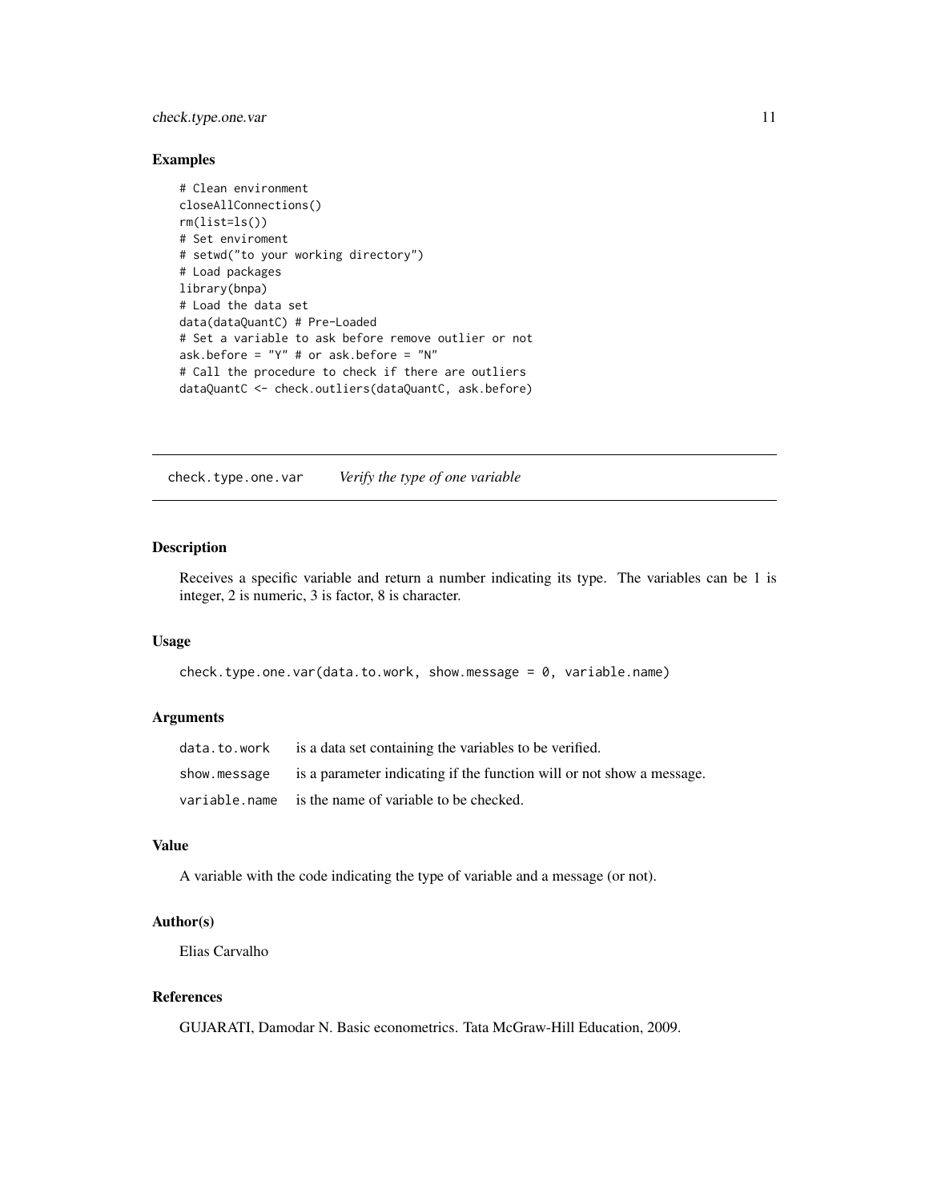### Examples

```
# Clean environment
closeAllConnections()
rm(list=ls())
# Set enviroment
# setwd("to your working directory")
# Load packages
library(bnpa)
# Load the data set
data(dataQuantC) # Pre-Loaded
# Set a variable to ask before remove outlier or not
ask.before = "Y" # or ask.before = "N"
# Call the procedure to check if there are outliers
dataQuantC <- check.outliers(dataQuantC, ask.before)
```

---

## check.type.one.var *Verify the type of one variable*

---

### Description

Receives a specific variable and return a number indicating its type. The variables can be 1 is integer, 2 is numeric, 3 is factor, 8 is character.

### Usage

```
check.type.one.var(data.to.work, show.message = 0, variable.name)
```

### Arguments

| | |
|---|---|
| `data.to.work` | is a data set containing the variables to be verified. |
| `show.message` | is a parameter indicating if the function will or not show a message. |
| `variable.name` | is the name of variable to be checked. |

### Value

A variable with the code indicating the type of variable and a message (or not).

### Author(s)

Elias Carvalho

### References

GUJARATI, Damodar N. Basic econometrics. Tata McGraw-Hill Education, 2009.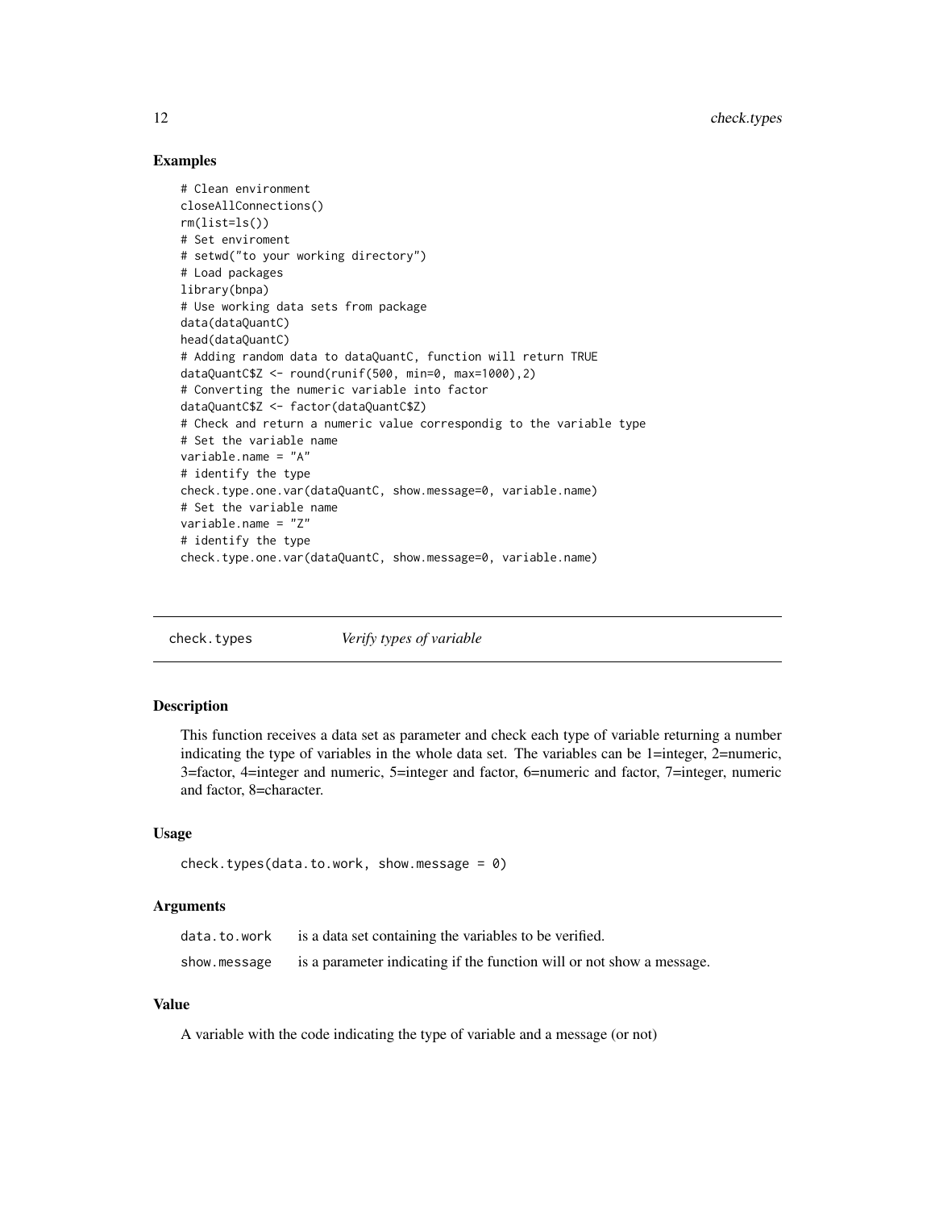## Examples

```
# Clean environment
closeAllConnections()
rm(list=ls())
# Set enviroment
# setwd("to your working directory")
# Load packages
library(bnpa)
# Use working data sets from package
data(dataQuantC)
head(dataQuantC)
# Adding random data to dataQuantC, function will return TRUE
dataQuantC$Z <- round(runif(500, min=0, max=1000),2)
# Converting the numeric variable into factor
dataQuantC$Z <- factor(dataQuantC$Z)
# Check and return a numeric value correspondig to the variable type
# Set the variable name
variable.name = "A"
# identify the type
check.type.one.var(dataQuantC, show.message=0, variable.name)
# Set the variable name
variable.name = "Z"
# identify the type
check.type.one.var(dataQuantC, show.message=0, variable.name)
```

---

# check.types *Verify types of variable*

---

## Description

This function receives a data set as parameter and check each type of variable returning a number indicating the type of variables in the whole data set. The variables can be 1=integer, 2=numeric, 3=factor, 4=integer and numeric, 5=integer and factor, 6=numeric and factor, 7=integer, numeric and factor, 8=character.

## Usage

```
check.types(data.to.work, show.message = 0)
```

## Arguments

| | |
|---|---|
| `data.to.work` | is a data set containing the variables to be verified. |
| `show.message` | is a parameter indicating if the function will or not show a message. |

## Value

A variable with the code indicating the type of variable and a message (or not)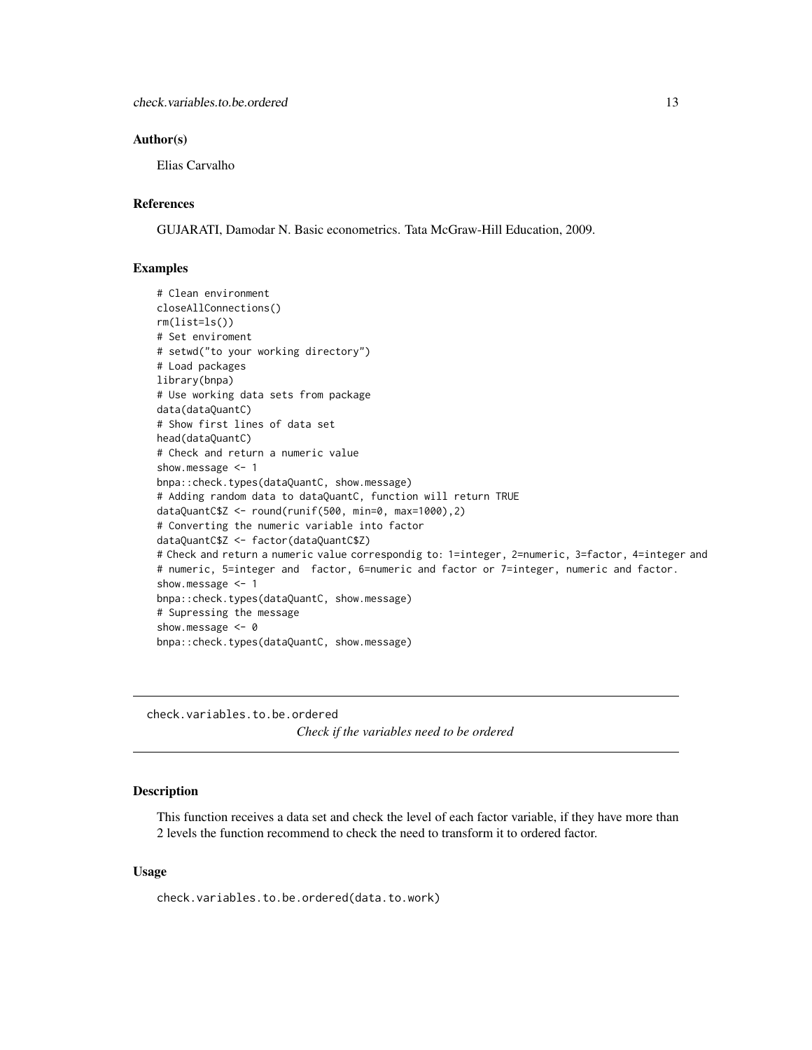## Author(s)

Elias Carvalho

## References

GUJARATI, Damodar N. Basic econometrics. Tata McGraw-Hill Education, 2009.

## Examples

```
# Clean environment
closeAllConnections()
rm(list=ls())
# Set enviroment
# setwd("to your working directory")
# Load packages
library(bnpa)
# Use working data sets from package
data(dataQuantC)
# Show first lines of data set
head(dataQuantC)
# Check and return a numeric value
show.message <- 1
bnpa::check.types(dataQuantC, show.message)
# Adding random data to dataQuantC, function will return TRUE
dataQuantC$Z <- round(runif(500, min=0, max=1000),2)
# Converting the numeric variable into factor
dataQuantC$Z <- factor(dataQuantC$Z)
# Check and return a numeric value correspondig to: 1=integer, 2=numeric, 3=factor, 4=integer and
# numeric, 5=integer and  factor, 6=numeric and factor or 7=integer, numeric and factor.
show.message <- 1
bnpa::check.types(dataQuantC, show.message)
# Supressing the message
show.message <- 0
bnpa::check.types(dataQuantC, show.message)
```

---

# check.variables.to.be.ordered

*Check if the variables need to be ordered*

---

## Description

This function receives a data set and check the level of each factor variable, if they have more than 2 levels the function recommend to check the need to transform it to ordered factor.

## Usage

```
check.variables.to.be.ordered(data.to.work)
```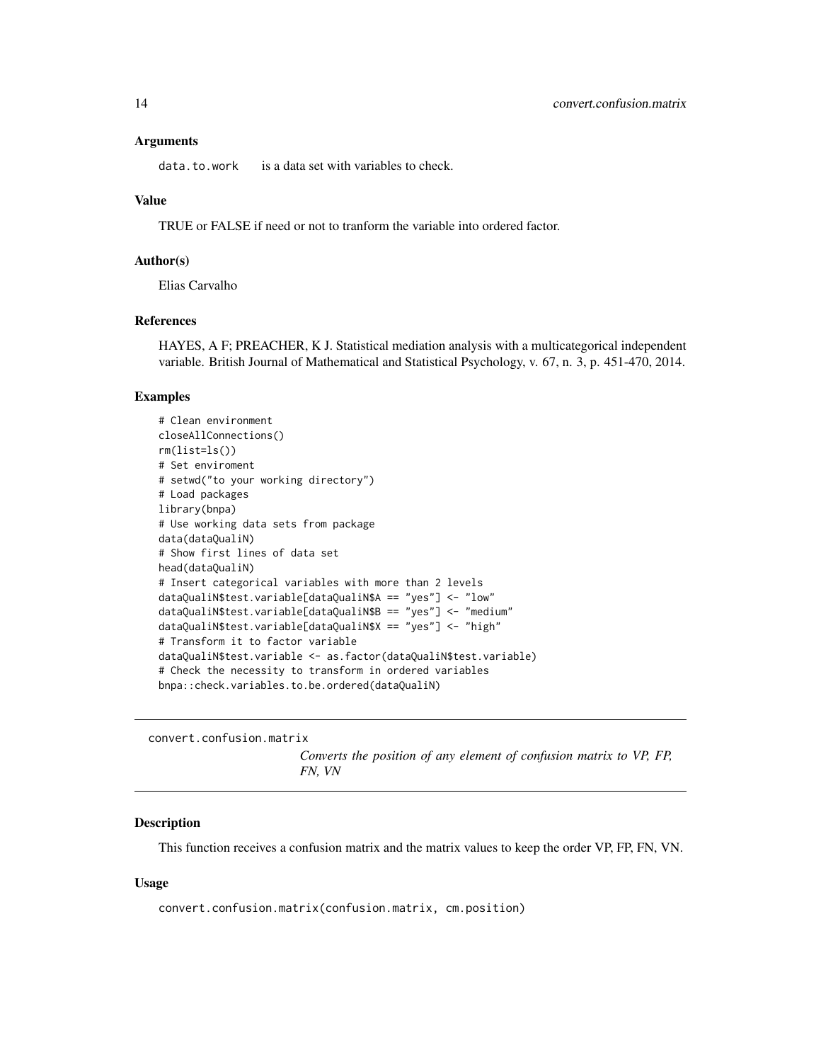## Arguments

data.to.work    is a data set with variables to check.

## Value

TRUE or FALSE if need or not to tranform the variable into ordered factor.

## Author(s)

Elias Carvalho

## References

HAYES, A F; PREACHER, K J. Statistical mediation analysis with a multicategorical independent variable. British Journal of Mathematical and Statistical Psychology, v. 67, n. 3, p. 451-470, 2014.

## Examples

```
# Clean environment
closeAllConnections()
rm(list=ls())
# Set enviroment
# setwd("to your working directory")
# Load packages
library(bnpa)
# Use working data sets from package
data(dataQualiN)
# Show first lines of data set
head(dataQualiN)
# Insert categorical variables with more than 2 levels
dataQualiN$test.variable[dataQualiN$A == "yes"] <- "low"
dataQualiN$test.variable[dataQualiN$B == "yes"] <- "medium"
dataQualiN$test.variable[dataQualiN$X == "yes"] <- "high"
# Transform it to factor variable
dataQualiN$test.variable <- as.factor(dataQualiN$test.variable)
# Check the necessity to transform in ordered variables
bnpa::check.variables.to.be.ordered(dataQualiN)
```

---

# convert.confusion.matrix

*Converts the position of any element of confusion matrix to VP, FP, FN, VN*

---

## Description

This function receives a confusion matrix and the matrix values to keep the order VP, FP, FN, VN.

## Usage

```
convert.confusion.matrix(confusion.matrix, cm.position)
```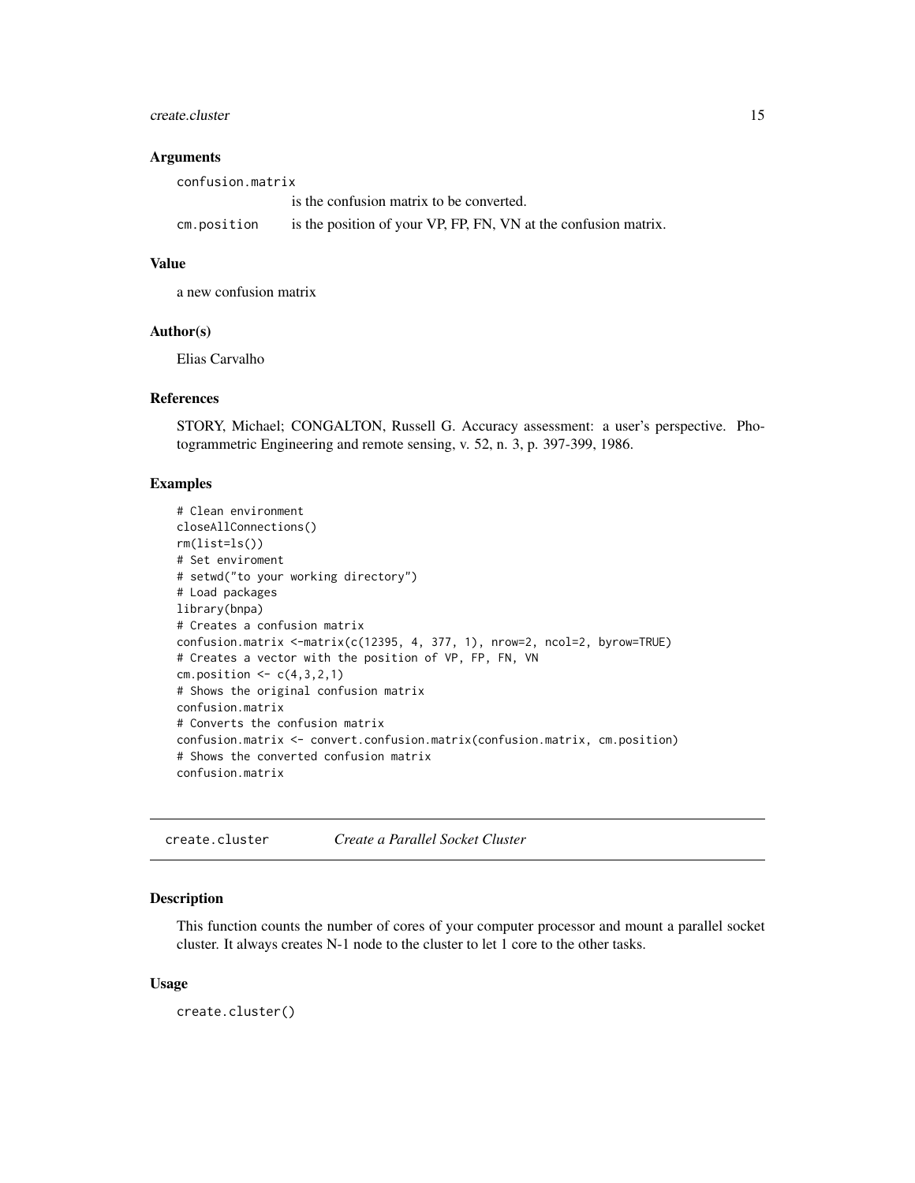### Arguments

`confusion.matrix`
: is the confusion matrix to be converted.

`cm.position`
: is the position of your VP, FP, FN, VN at the confusion matrix.

### Value

a new confusion matrix

### Author(s)

Elias Carvalho

### References

STORY, Michael; CONGALTON, Russell G. Accuracy assessment: a user's perspective. Photogrammetric Engineering and remote sensing, v. 52, n. 3, p. 397-399, 1986.

### Examples

```
# Clean environment
closeAllConnections()
rm(list=ls())
# Set enviroment
# setwd("to your working directory")
# Load packages
library(bnpa)
# Creates a confusion matrix
confusion.matrix <-matrix(c(12395, 4, 377, 1), nrow=2, ncol=2, byrow=TRUE)
# Creates a vector with the position of VP, FP, FN, VN
cm.position <- c(4,3,2,1)
# Shows the original confusion matrix
confusion.matrix
# Converts the confusion matrix
confusion.matrix <- convert.confusion.matrix(confusion.matrix, cm.position)
# Shows the converted confusion matrix
confusion.matrix
```

---

## create.cluster — *Create a Parallel Socket Cluster*

### Description

This function counts the number of cores of your computer processor and mount a parallel socket cluster. It always creates N-1 node to the cluster to let 1 core to the other tasks.

### Usage

```
create.cluster()
```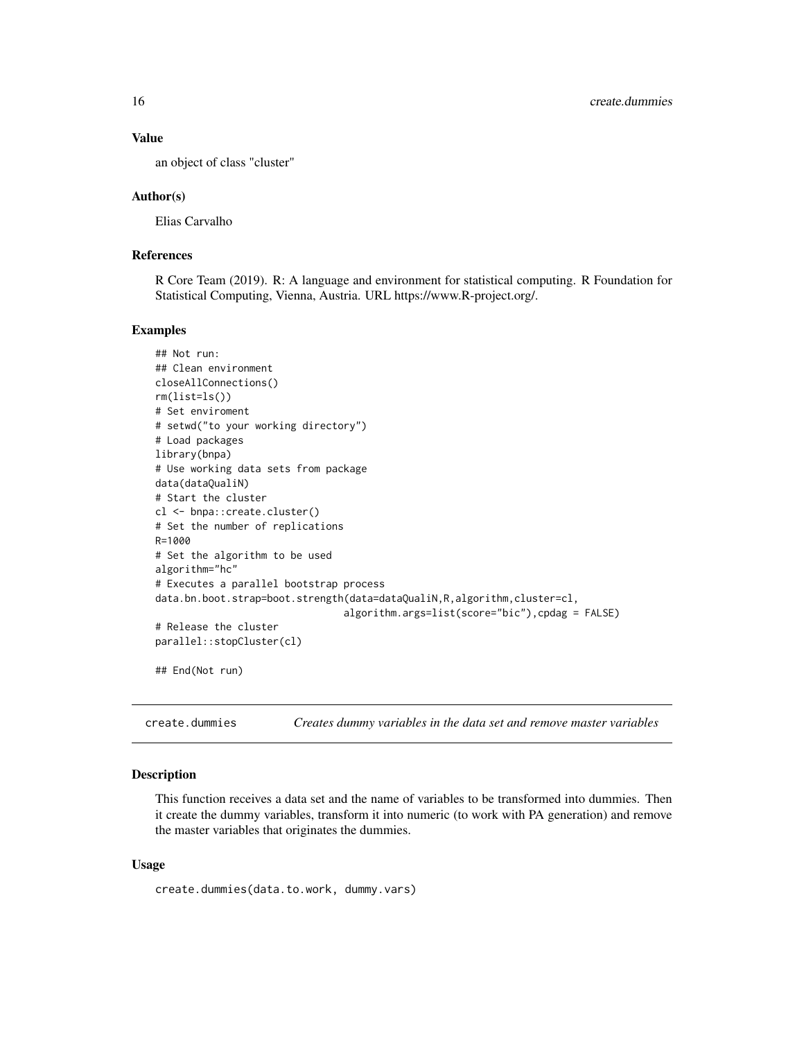### Value

an object of class "cluster"

### Author(s)

Elias Carvalho

### References

R Core Team (2019). R: A language and environment for statistical computing. R Foundation for Statistical Computing, Vienna, Austria. URL https://www.R-project.org/.

### Examples

```
## Not run:
## Clean environment
closeAllConnections()
rm(list=ls())
# Set enviroment
# setwd("to your working directory")
# Load packages
library(bnpa)
# Use working data sets from package
data(dataQualiN)
# Start the cluster
cl <- bnpa::create.cluster()
# Set the number of replications
R=1000
# Set the algorithm to be used
algorithm="hc"
# Executes a parallel bootstrap process
data.bn.boot.strap=boot.strength(data=dataQualiN,R,algorithm,cluster=cl,
                                 algorithm.args=list(score="bic"),cpdag = FALSE)
# Release the cluster
parallel::stopCluster(cl)

## End(Not run)
```

---

## create.dummies *Creates dummy variables in the data set and remove master variables*

### Description

This function receives a data set and the name of variables to be transformed into dummies. Then it create the dummy variables, transform it into numeric (to work with PA generation) and remove the master variables that originates the dummies.

### Usage

```
create.dummies(data.to.work, dummy.vars)
```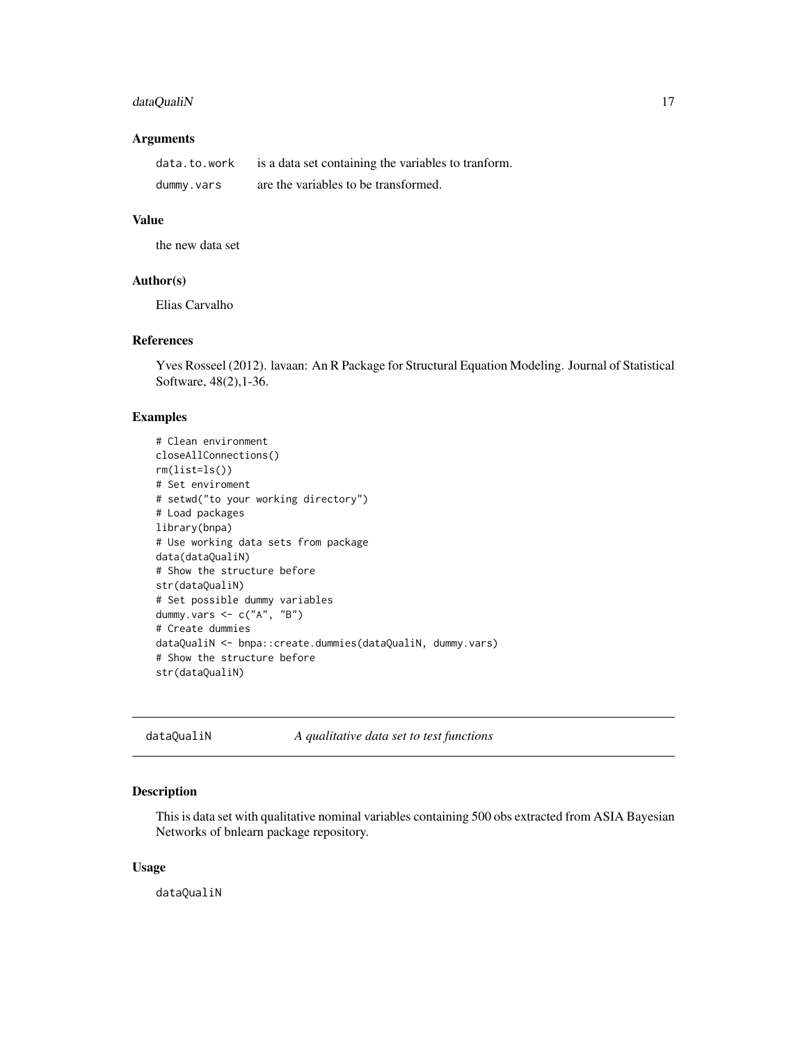## Arguments

| | |
|---|---|
| data.to.work | is a data set containing the variables to tranform. |
| dummy.vars | are the variables to be transformed. |

## Value

the new data set

## Author(s)

Elias Carvalho

## References

Yves Rosseel (2012). lavaan: An R Package for Structural Equation Modeling. Journal of Statistical Software, 48(2),1-36.

## Examples

```
# Clean environment
closeAllConnections()
rm(list=ls())
# Set enviroment
# setwd("to your working directory")
# Load packages
library(bnpa)
# Use working data sets from package
data(dataQualiN)
# Show the structure before
str(dataQualiN)
# Set possible dummy variables
dummy.vars <- c("A", "B")
# Create dummies
dataQualiN <- bnpa::create.dummies(dataQualiN, dummy.vars)
# Show the structure before
str(dataQualiN)
```

---

# dataQualiN *A qualitative data set to test functions*

## Description

This is data set with qualitative nominal variables containing 500 obs extracted from ASIA Bayesian Networks of bnlearn package repository.

## Usage

dataQualiN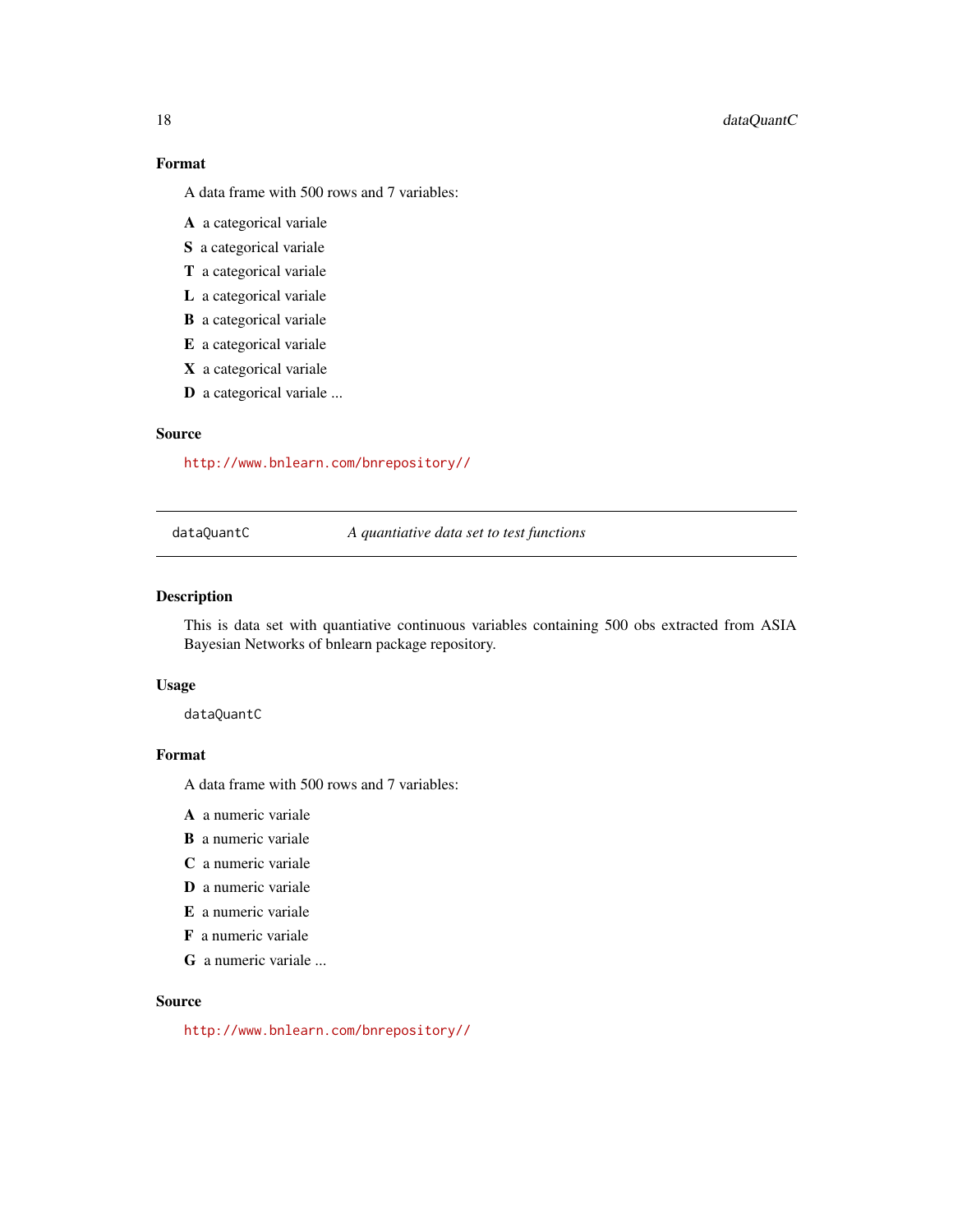### Format

A data frame with 500 rows and 7 variables:

**A** a categorical variale

**S** a categorical variale

**T** a categorical variale

**L** a categorical variale

**B** a categorical variale

**E** a categorical variale

**X** a categorical variale

**D** a categorical variale ...

### Source

http://www.bnlearn.com/bnrepository//

---

## dataQuantC — *A quantiative data set to test functions*

---

### Description

This is data set with quantiative continuous variables containing 500 obs extracted from ASIA Bayesian Networks of bnlearn package repository.

### Usage

```
dataQuantC
```

### Format

A data frame with 500 rows and 7 variables:

**A** a numeric variale

**B** a numeric variale

**C** a numeric variale

**D** a numeric variale

**E** a numeric variale

**F** a numeric variale

**G** a numeric variale ...

### Source

http://www.bnlearn.com/bnrepository//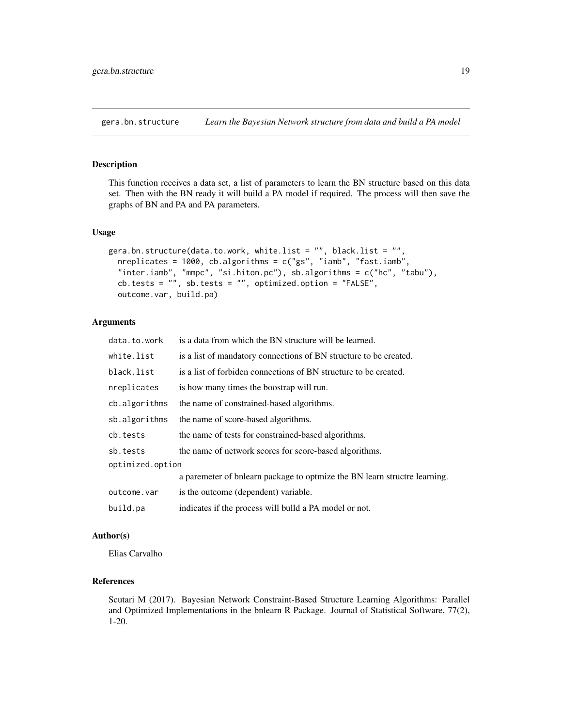## gera.bn.structure — *Learn the Bayesian Network structure from data and build a PA model*

### Description

This function receives a data set, a list of parameters to learn the BN structure based on this data set. Then with the BN ready it will build a PA model if required. The process will then save the graphs of BN and PA and PA parameters.

### Usage

```
gera.bn.structure(data.to.work, white.list = "", black.list = "",
  nreplicates = 1000, cb.algorithms = c("gs", "iamb", "fast.iamb",
  "inter.iamb", "mmpc", "si.hiton.pc"), sb.algorithms = c("hc", "tabu"),
  cb.tests = "", sb.tests = "", optimized.option = "FALSE",
  outcome.var, build.pa)
```

### Arguments

| | |
|---|---|
| `data.to.work` | is a data from which the BN structure will be learned. |
| `white.list` | is a list of mandatory connections of BN structure to be created. |
| `black.list` | is a list of forbiden connections of BN structure to be created. |
| `nreplicates` | is how many times the boostrap will run. |
| `cb.algorithms` | the name of constrained-based algorithms. |
| `sb.algorithms` | the name of score-based algorithms. |
| `cb.tests` | the name of tests for constrained-based algorithms. |
| `sb.tests` | the name of network scores for score-based algorithms. |
| `optimized.option` | a paremeter of bnlearn package to optmize the BN learn structre learning. |
| `outcome.var` | is the outcome (dependent) variable. |
| `build.pa` | indicates if the process will bulld a PA model or not. |

### Author(s)

Elias Carvalho

### References

Scutari M (2017). Bayesian Network Constraint-Based Structure Learning Algorithms: Parallel and Optimized Implementations in the bnlearn R Package. Journal of Statistical Software, 77(2), 1-20.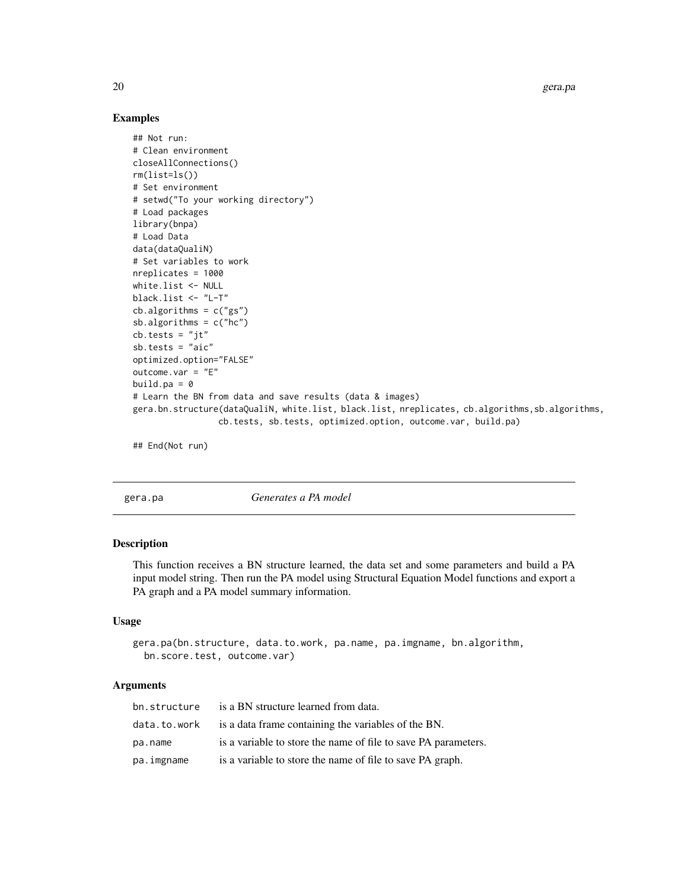## Examples

```
## Not run:
# Clean environment
closeAllConnections()
rm(list=ls())
# Set environment
# setwd("To your working directory")
# Load packages
library(bnpa)
# Load Data
data(dataQualiN)
# Set variables to work
nreplicates = 1000
white.list <- NULL
black.list <- "L-T"
cb.algorithms = c("gs")
sb.algorithms = c("hc")
cb.tests = "jt"
sb.tests = "aic"
optimized.option="FALSE"
outcome.var = "E"
build.pa = 0
# Learn the BN from data and save results (data & images)
gera.bn.structure(dataQualiN, white.list, black.list, nreplicates, cb.algorithms,sb.algorithms,
                  cb.tests, sb.tests, optimized.option, outcome.var, build.pa)

## End(Not run)
```

---

# gera.pa *Generates a PA model*

## Description

This function receives a BN structure learned, the data set and some parameters and build a PA input model string. Then run the PA model using Structural Equation Model functions and export a PA graph and a PA model summary information.

## Usage

```
gera.pa(bn.structure, data.to.work, pa.name, pa.imgname, bn.algorithm,
  bn.score.test, outcome.var)
```

## Arguments

| | |
|---|---|
| bn.structure | is a BN structure learned from data. |
| data.to.work | is a data frame containing the variables of the BN. |
| pa.name | is a variable to store the name of file to save PA parameters. |
| pa.imgname | is a variable to store the name of file to save PA graph. |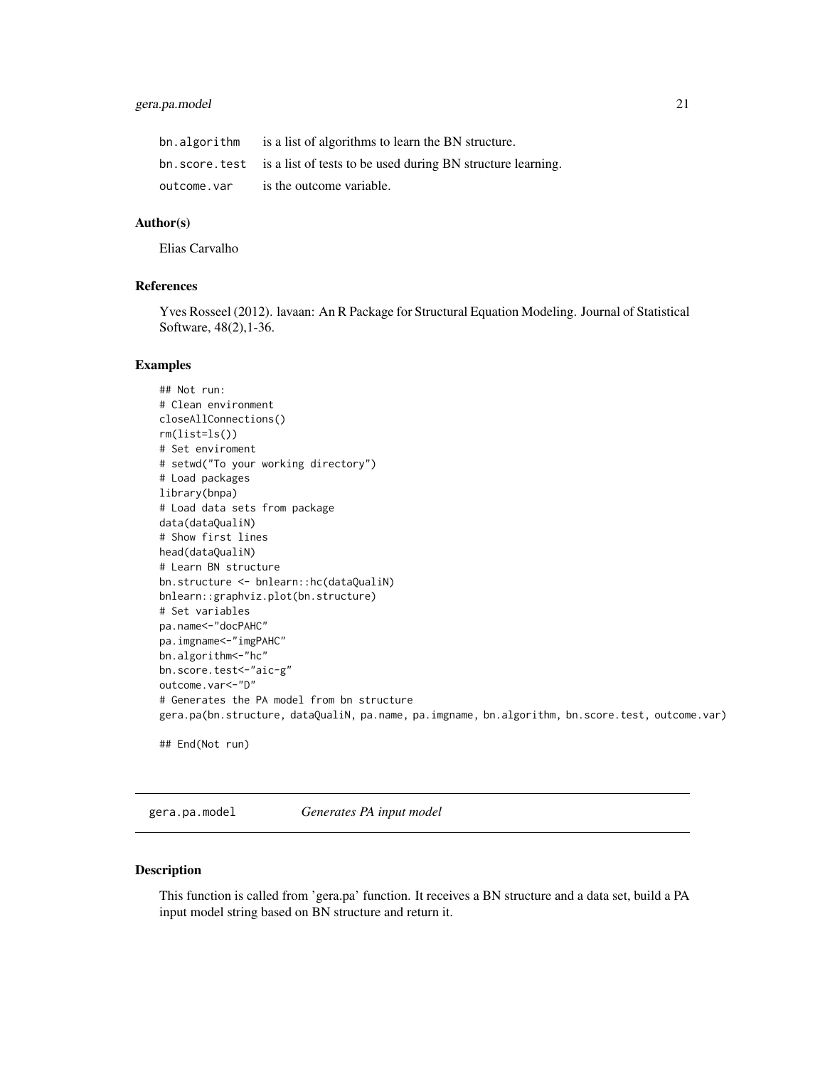| | |
|---|---|
| bn.algorithm | is a list of algorithms to learn the BN structure. |
| bn.score.test | is a list of tests to be used during BN structure learning. |
| outcome.var | is the outcome variable. |

### Author(s)

Elias Carvalho

### References

Yves Rosseel (2012). lavaan: An R Package for Structural Equation Modeling. Journal of Statistical Software, 48(2),1-36.

### Examples

```
## Not run:
# Clean environment
closeAllConnections()
rm(list=ls())
# Set enviroment
# setwd("To your working directory")
# Load packages
library(bnpa)
# Load data sets from package
data(dataQualiN)
# Show first lines
head(dataQualiN)
# Learn BN structure
bn.structure <- bnlearn::hc(dataQualiN)
bnlearn::graphviz.plot(bn.structure)
# Set variables
pa.name<-"docPAHC"
pa.imgname<-"imgPAHC"
bn.algorithm<-"hc"
bn.score.test<-"aic-g"
outcome.var<-"D"
# Generates the PA model from bn structure
gera.pa(bn.structure, dataQualiN, pa.name, pa.imgname, bn.algorithm, bn.score.test, outcome.var)

## End(Not run)
```

## gera.pa.model *Generates PA input model*

### Description

This function is called from 'gera.pa' function. It receives a BN structure and a data set, build a PA input model string based on BN structure and return it.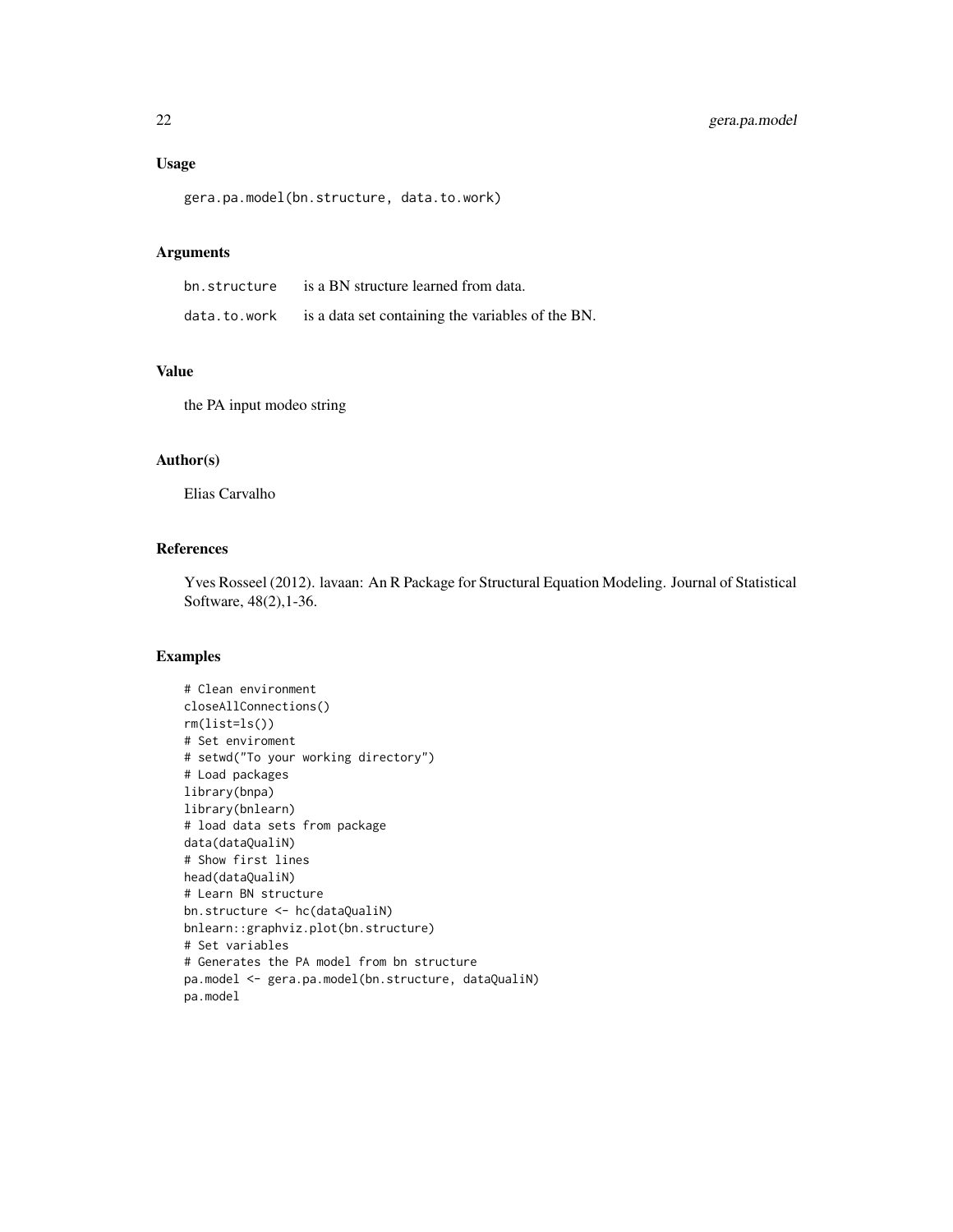### Usage

```
gera.pa.model(bn.structure, data.to.work)
```

### Arguments

| | |
|---|---|
| bn.structure | is a BN structure learned from data. |
| data.to.work | is a data set containing the variables of the BN. |

### Value

the PA input modeo string

### Author(s)

Elias Carvalho

### References

Yves Rosseel (2012). lavaan: An R Package for Structural Equation Modeling. Journal of Statistical Software, 48(2),1-36.

### Examples

```
# Clean environment
closeAllConnections()
rm(list=ls())
# Set enviroment
# setwd("To your working directory")
# Load packages
library(bnpa)
library(bnlearn)
# load data sets from package
data(dataQualiN)
# Show first lines
head(dataQualiN)
# Learn BN structure
bn.structure <- hc(dataQualiN)
bnlearn::graphviz.plot(bn.structure)
# Set variables
# Generates the PA model from bn structure
pa.model <- gera.pa.model(bn.structure, dataQualiN)
pa.model
```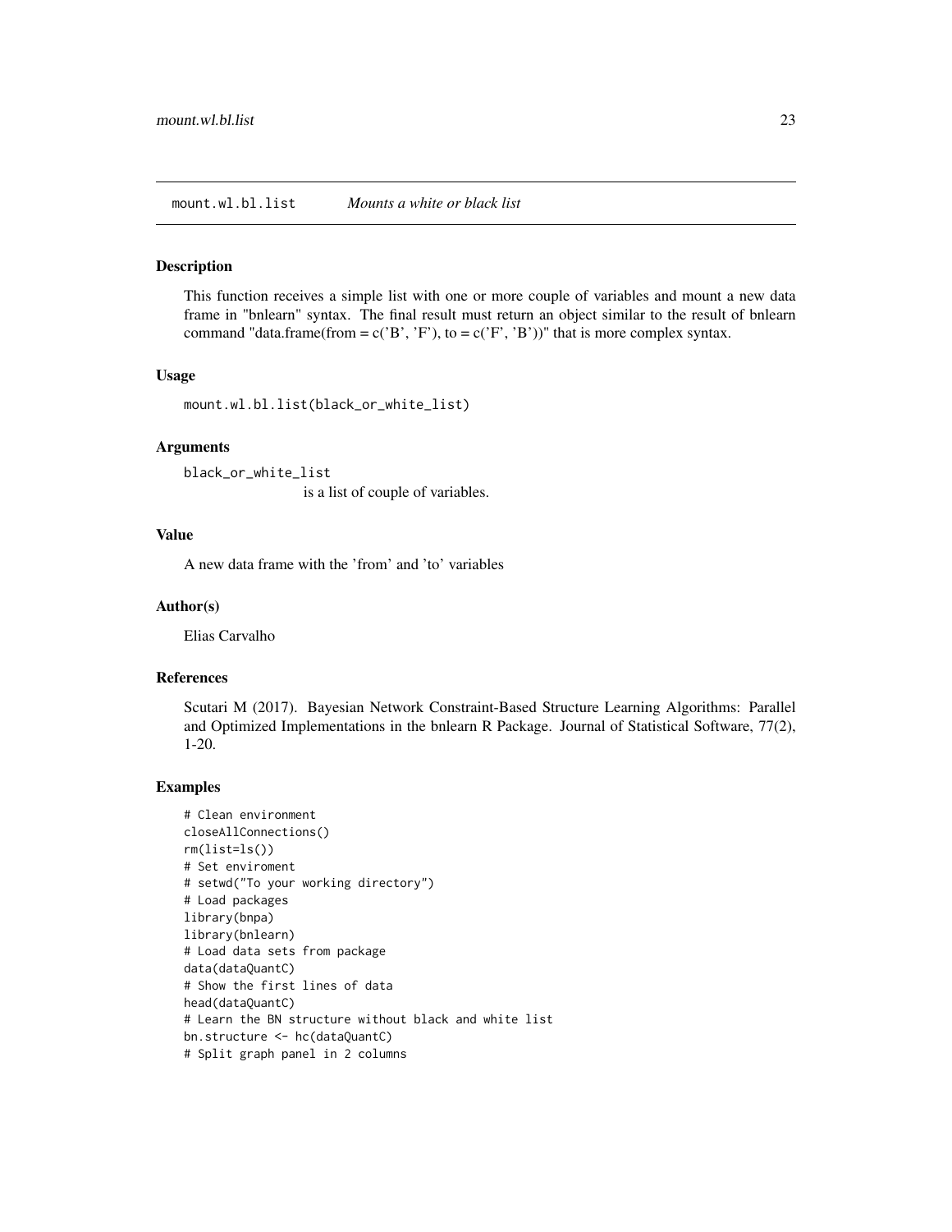mount.wl.bl.list *Mounts a white or black list*

## Description

This function receives a simple list with one or more couple of variables and mount a new data frame in "bnlearn" syntax. The final result must return an object similar to the result of bnlearn command "data.frame(from = c('B', 'F'), to = c('F', 'B'))" that is more complex syntax.

## Usage

```
mount.wl.bl.list(black_or_white_list)
```

## Arguments

black_or_white_list
is a list of couple of variables.

## Value

A new data frame with the 'from' and 'to' variables

## Author(s)

Elias Carvalho

## References

Scutari M (2017). Bayesian Network Constraint-Based Structure Learning Algorithms: Parallel and Optimized Implementations in the bnlearn R Package. Journal of Statistical Software, 77(2), 1-20.

## Examples

```
# Clean environment
closeAllConnections()
rm(list=ls())
# Set enviroment
# setwd("To your working directory")
# Load packages
library(bnpa)
library(bnlearn)
# Load data sets from package
data(dataQuantC)
# Show the first lines of data
head(dataQuantC)
# Learn the BN structure without black and white list
bn.structure <- hc(dataQuantC)
# Split graph panel in 2 columns
```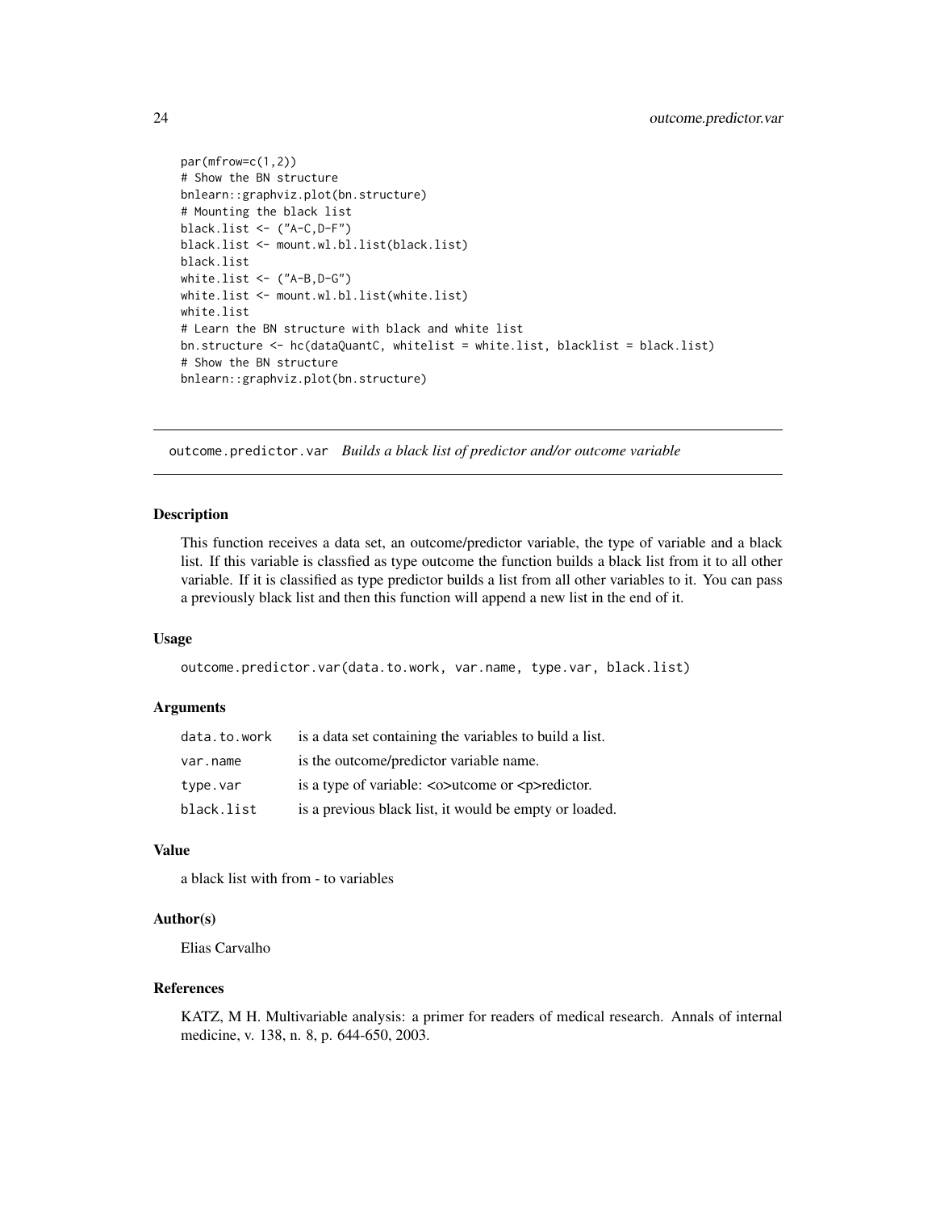```
par(mfrow=c(1,2))
# Show the BN structure
bnlearn::graphviz.plot(bn.structure)
# Mounting the black list
black.list <- ("A-C,D-F")
black.list <- mount.wl.bl.list(black.list)
black.list
white.list <- ("A-B,D-G")
white.list <- mount.wl.bl.list(white.list)
white.list
# Learn the BN structure with black and white list
bn.structure <- hc(dataQuantC, whitelist = white.list, blacklist = black.list)
# Show the BN structure
bnlearn::graphviz.plot(bn.structure)
```

---

## outcome.predictor.var *Builds a black list of predictor and/or outcome variable*

---

### Description

This function receives a data set, an outcome/predictor variable, the type of variable and a black list. If this variable is classfied as type outcome the function builds a black list from it to all other variable. If it is classified as type predictor builds a list from all other variables to it. You can pass a previously black list and then this function will append a new list in the end of it.

### Usage

```
outcome.predictor.var(data.to.work, var.name, type.var, black.list)
```

### Arguments

| | |
|---|---|
| `data.to.work` | is a data set containing the variables to build a list. |
| `var.name` | is the outcome/predictor variable name. |
| `type.var` | is a type of variable: <o>utcome or <p>redictor. |
| `black.list` | is a previous black list, it would be empty or loaded. |

### Value

a black list with from - to variables

### Author(s)

Elias Carvalho

### References

KATZ, M H. Multivariable analysis: a primer for readers of medical research. Annals of internal medicine, v. 138, n. 8, p. 644-650, 2003.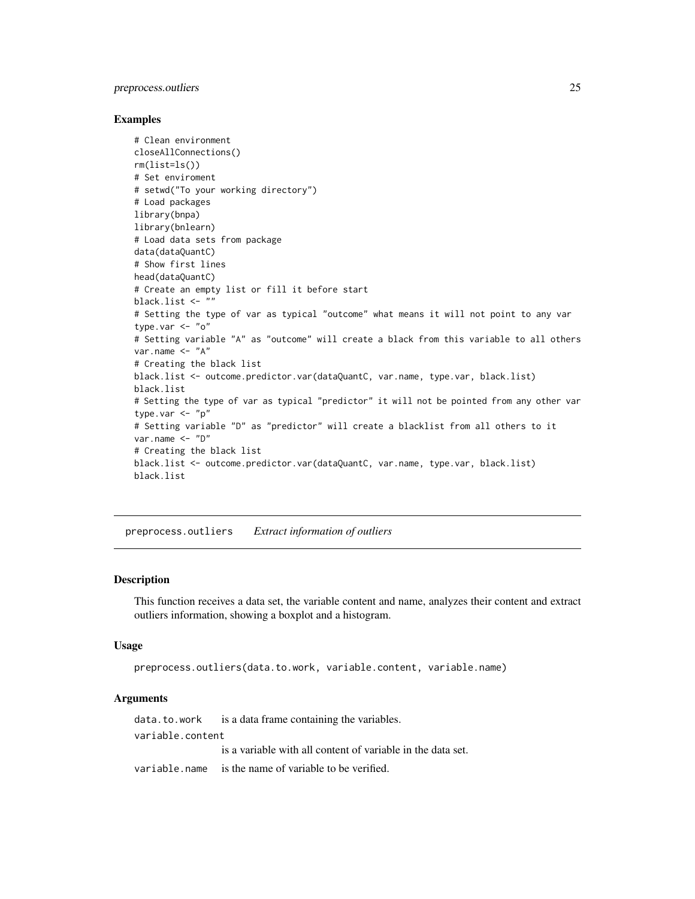## Examples

```
# Clean environment
closeAllConnections()
rm(list=ls())
# Set enviroment
# setwd("To your working directory")
# Load packages
library(bnpa)
library(bnlearn)
# Load data sets from package
data(dataQuantC)
# Show first lines
head(dataQuantC)
# Create an empty list or fill it before start
black.list <- ""
# Setting the type of var as typical "outcome" what means it will not point to any var
type.var <- "o"
# Setting variable "A" as "outcome" will create a black from this variable to all others
var.name <- "A"
# Creating the black list
black.list <- outcome.predictor.var(dataQuantC, var.name, type.var, black.list)
black.list
# Setting the type of var as typical "predictor" it will not be pointed from any other var
type.var <- "p"
# Setting variable "D" as "predictor" will create a blacklist from all others to it
var.name <- "D"
# Creating the black list
black.list <- outcome.predictor.var(dataQuantC, var.name, type.var, black.list)
black.list
```

---

# preprocess.outliers *Extract information of outliers*

## Description

This function receives a data set, the variable content and name, analyzes their content and extract outliers information, showing a boxplot and a histogram.

## Usage

```
preprocess.outliers(data.to.work, variable.content, variable.name)
```

## Arguments

| | |
|---|---|
| data.to.work | is a data frame containing the variables. |
| variable.content | is a variable with all content of variable in the data set. |
| variable.name | is the name of variable to be verified. |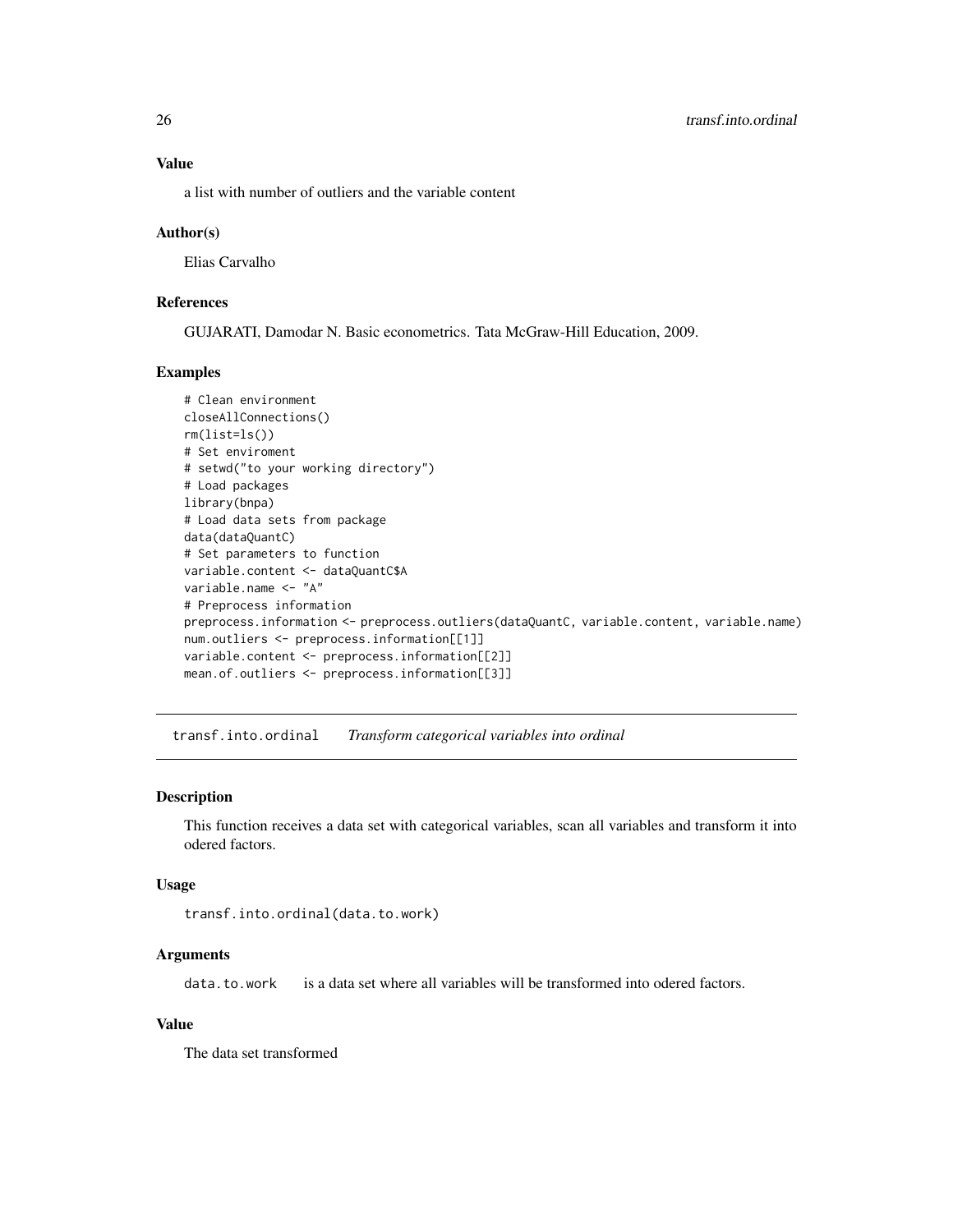### Value

a list with number of outliers and the variable content

### Author(s)

Elias Carvalho

### References

GUJARATI, Damodar N. Basic econometrics. Tata McGraw-Hill Education, 2009.

### Examples

```
# Clean environment
closeAllConnections()
rm(list=ls())
# Set enviroment
# setwd("to your working directory")
# Load packages
library(bnpa)
# Load data sets from package
data(dataQuantC)
# Set parameters to function
variable.content <- dataQuantC$A
variable.name <- "A"
# Preprocess information
preprocess.information <- preprocess.outliers(dataQuantC, variable.content, variable.name)
num.outliers <- preprocess.information[[1]]
variable.content <- preprocess.information[[2]]
mean.of.outliers <- preprocess.information[[3]]
```

## transf.into.ordinal *Transform categorical variables into ordinal*

### Description

This function receives a data set with categorical variables, scan all variables and transform it into odered factors.

### Usage

```
transf.into.ordinal(data.to.work)
```

### Arguments

data.to.work is a data set where all variables will be transformed into odered factors.

### Value

The data set transformed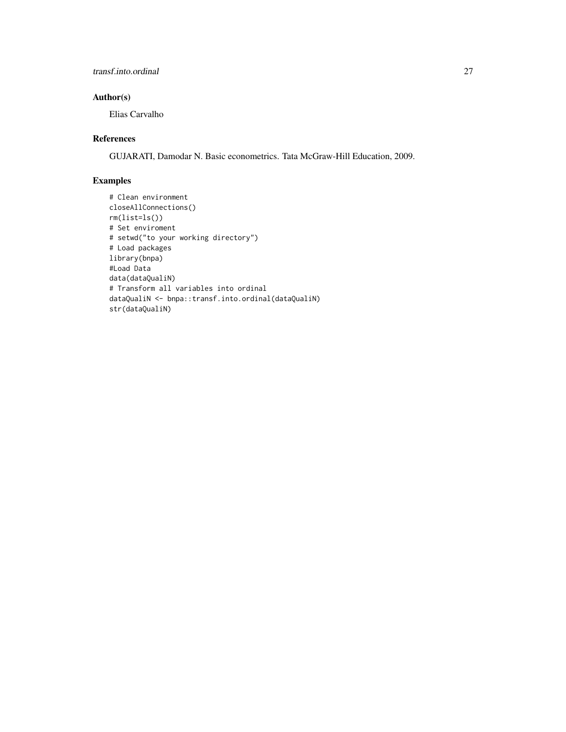## Author(s)

Elias Carvalho

## References

GUJARATI, Damodar N. Basic econometrics. Tata McGraw-Hill Education, 2009.

## Examples

```
# Clean environment
closeAllConnections()
rm(list=ls())
# Set enviroment
# setwd("to your working directory")
# Load packages
library(bnpa)
#Load Data
data(dataQualiN)
# Transform all variables into ordinal
dataQualiN <- bnpa::transf.into.ordinal(dataQualiN)
str(dataQualiN)
```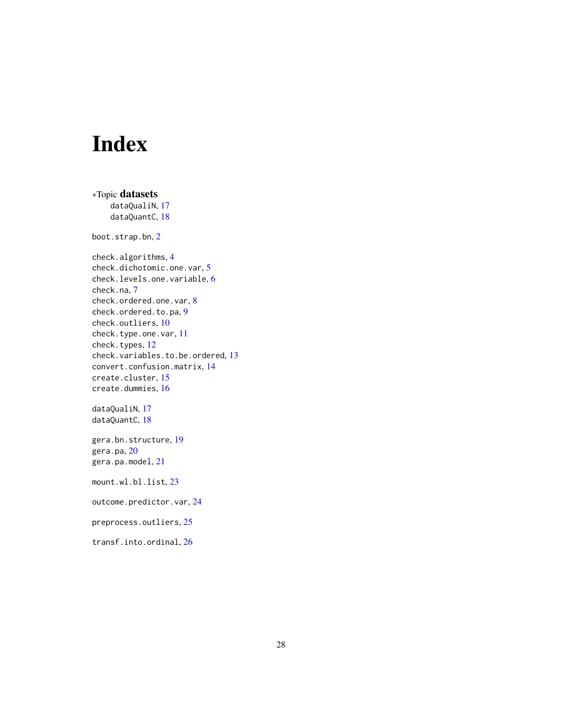# Index

∗Topic **datasets**
    dataQualiN, 17
    dataQuantC, 18

boot.strap.bn, 2

check.algorithms, 4
check.dichotomic.one.var, 5
check.levels.one.variable, 6
check.na, 7
check.ordered.one.var, 8
check.ordered.to.pa, 9
check.outliers, 10
check.type.one.var, 11
check.types, 12
check.variables.to.be.ordered, 13
convert.confusion.matrix, 14
create.cluster, 15
create.dummies, 16

dataQualiN, 17
dataQuantC, 18

gera.bn.structure, 19
gera.pa, 20
gera.pa.model, 21

mount.wl.bl.list, 23

outcome.predictor.var, 24

preprocess.outliers, 25

transf.into.ordinal, 26